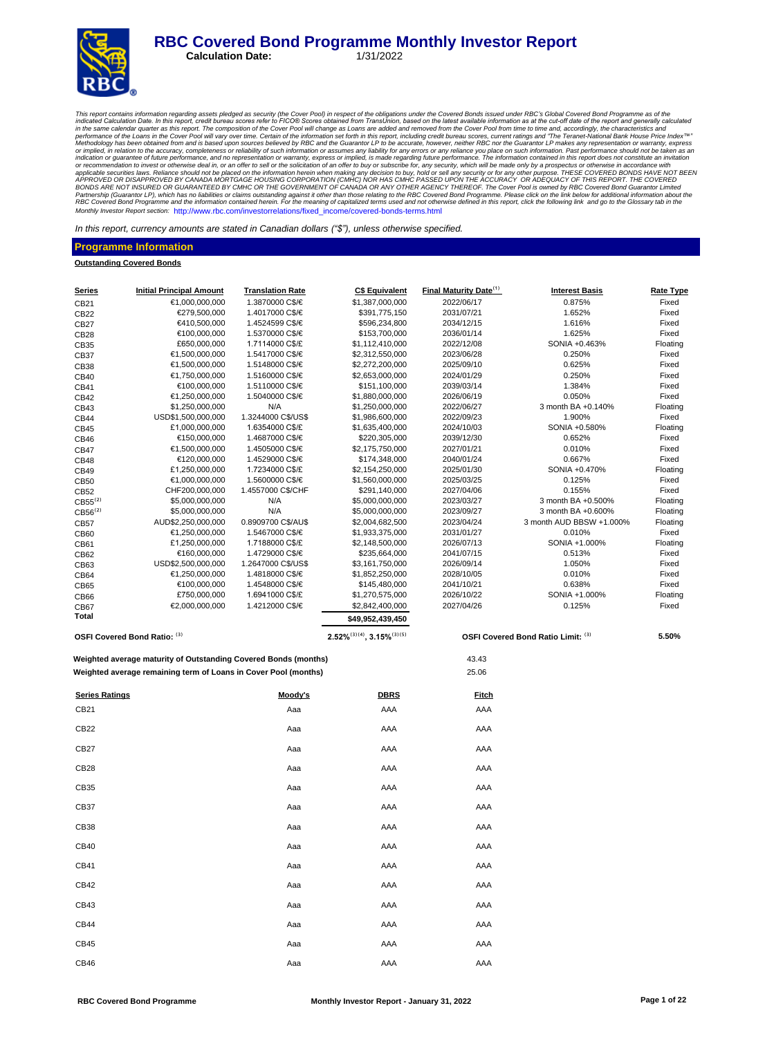# RBC Covered Bond Programme Monthly Investor Report

**Calculation Date:** 1/31/2022

*This report contains information regarding assets pledged as security (the Cover Pool) in respect of the obligations under the Covered Bonds issued under RBC's Global Covered Bond Programme as of the indicated Calculation Date. In this report, credit bureau scores refer to FICO® Scores obtained from TransUnion, based on the latest available information as at the cut-off date of the report and generally calculated in the same calendar quarter as this report. The composition of the Cover Pool will change as Loans are added and removed from the Cover Pool from time to time and, accordingly, the characteristics and performance of the Loans in the Cover Pool will vary over time. Certain of the information set forth in this report, including credit bureau scores, current ratings and "The Teranet-National Bank House Price Index™" Methodology has been obtained from and is based upon sources believed by RBC and the Guarantor LP to be accurate, however, neither RBC nor the Guarantor LP makes any representation or warranty, express or implied, in relation to the accuracy, completeness or reliability of such information or assumes any liability for any errors or any reliance you place on such information. Past performance should not be taken as an indication or guarantee of future performance, and no representation or warranty, express or implied, is made regarding future performance. The information contained in this report does not constitute an invitation or recommendation to invest or otherwise deal in, or an offer to sell or the solicitation of an offer to buy or subscribe for, any security, which will be made only by a prospectus or otherwise in accordance with applicable securities laws. Reliance should not be placed on the information herein when making any decision to buy, hold or sell any security or for any other purpose. THESE COVERED BONDS HAVE NOT BEEN APPROVED OR DISAPPROVED BY CANADA MORTGAGE HOUSING CORPORATION (CMHC) NOR HAS CMHC PASSED UPON THE ACCURACY OR ADEQUACY OF THIS REPORT. THE COVERED BONDS ARE NOT INSURED OR GUARANTEED BY CMHC OR THE GOVERNMENT OF CANADA OR ANY OTHER AGENCY THEREOF. The Cover Pool is owned by RBC Covered Bond Guarantor Limited Partnership (Guarantor LP), which has no liabilities or claims outstanding against it other than those relating to the RBC Covered Bond Programme. Please click on the link below for additional information about the RBC Covered Bond Programme and the information contained herein. For the meaning of capitalized terms used and not otherwise defined in this report, click the following link and go to the Glossary tab in the Monthly Investor Report section:* http://www.rbc.com/investorrelations/fixed_income/covered-bonds-terms.html

*In this report, currency amounts are stated in Canadian dollars ("$"), unless otherwise specified.*

## Programme Information

### Outstanding Covered Bonds

| Series | Initial Principal Amount | Translation Rate | C$ Equivalent | Final Maturity Date[1] | Interest Basis | Rate Type |
|---|---|---|---|---|---|---|
| CB21 | €1,000,000,000 | 1.3870000 C$/€ | $1,387,000,000 | 2022/06/17 | 0.875% | Fixed |
| CB22 | €279,500,000 | 1.4017000 C$/€ | $391,775,150 | 2031/07/21 | 1.652% | Fixed |
| CB27 | €410,500,000 | 1.4524599 C$/€ | $596,234,800 | 2034/12/15 | 1.616% | Fixed |
| CB28 | €100,000,000 | 1.5370000 C$/€ | $153,700,000 | 2036/01/14 | 1.625% | Fixed |
| CB35 | £650,000,000 | 1.7114000 C$/£ | $1,112,410,000 | 2022/12/08 | SONIA +0.463% | Floating |
| CB37 | €1,500,000,000 | 1.5417000 C$/€ | $2,312,550,000 | 2023/06/28 | 0.250% | Fixed |
| CB38 | €1,500,000,000 | 1.5148000 C$/€ | $2,272,200,000 | 2025/09/10 | 0.625% | Fixed |
| CB40 | €1,750,000,000 | 1.5160000 C$/€ | $2,653,000,000 | 2024/01/29 | 0.250% | Fixed |
| CB41 | €100,000,000 | 1.5110000 C$/€ | $151,100,000 | 2039/03/14 | 1.384% | Fixed |
| CB42 | €1,250,000,000 | 1.5040000 C$/€ | $1,880,000,000 | 2026/06/19 | 0.050% | Fixed |
| CB43 | $1,250,000,000 | N/A | $1,250,000,000 | 2022/06/27 | 3 month BA +0.140% | Floating |
| CB44 | USD$1,500,000,000 | 1.3244000 C$/US$ | $1,986,600,000 | 2022/09/23 | 1.900% | Fixed |
| CB45 | £1,000,000,000 | 1.6354000 C$/£ | $1,635,400,000 | 2024/10/03 | SONIA +0.580% | Floating |
| CB46 | €150,000,000 | 1.4687000 C$/€ | $220,305,000 | 2039/12/30 | 0.652% | Fixed |
| CB47 | €1,500,000,000 | 1.4505000 C$/€ | $2,175,750,000 | 2027/01/21 | 0.010% | Fixed |
| CB48 | €120,000,000 | 1.4529000 C$/€ | $174,348,000 | 2040/01/24 | 0.667% | Fixed |
| CB49 | £1,250,000,000 | 1.7234000 C$/£ | $2,154,250,000 | 2025/01/30 | SONIA +0.470% | Floating |
| CB50 | €1,000,000,000 | 1.5600000 C$/€ | $1,560,000,000 | 2025/03/25 | 0.125% | Fixed |
| CB52 | CHF200,000,000 | 1.4557000 C$/CHF | $291,140,000 | 2027/04/06 | 0.155% | Fixed |
| CB55[2] | $5,000,000,000 | N/A | $5,000,000,000 | 2023/03/27 | 3 month BA +0.500% | Floating |
| CB56[2] | $5,000,000,000 | N/A | $5,000,000,000 | 2023/09/27 | 3 month BA +0.600% | Floating |
| CB57 | AUD$2,250,000,000 | 0.8909700 C$/AU$ | $2,004,682,500 | 2023/04/24 | 3 month AUD BBSW +1.000% | Floating |
| CB60 | €1,250,000,000 | 1.5467000 C$/€ | $1,933,375,000 | 2031/01/27 | 0.010% | Fixed |
| CB61 | £1,250,000,000 | 1.7188000 C$/£ | $2,148,500,000 | 2026/07/13 | SONIA +1.000% | Floating |
| CB62 | €160,000,000 | 1.4729000 C$/€ | $235,664,000 | 2041/07/15 | 0.513% | Fixed |
| CB63 | USD$2,500,000,000 | 1.2647000 C$/US$ | $3,161,750,000 | 2026/09/14 | 1.050% | Fixed |
| CB64 | €1,250,000,000 | 1.4818000 C$/€ | $1,852,250,000 | 2028/10/05 | 0.010% | Fixed |
| CB65 | €100,000,000 | 1.4548000 C$/€ | $145,480,000 | 2041/10/21 | 0.638% | Fixed |
| CB66 | £750,000,000 | 1.6941000 C$/£ | $1,270,575,000 | 2026/10/22 | SONIA +1.000% | Floating |
| CB67 | €2,000,000,000 | 1.4212000 C$/€ | $2,842,400,000 | 2027/04/26 | 0.125% | Fixed |
| **Total** | | | **$49,952,439,450** | | | |

| | | | |
|---|---|---|---|
| **OSFI Covered Bond Ratio:** [3] | **2.52%[3][4], 3.15%[3][5]** | **OSFI Covered Bond Ratio Limit:** [3] | **5.50%** |

| | |
|---|---|
| **Weighted average maturity of Outstanding Covered Bonds (months)** | 43.43 |
| **Weighted average remaining term of Loans in Cover Pool (months)** | 25.06 |

| Series Ratings | Moody's | DBRS | Fitch |
|---|---|---|---|
| CB21 | Aaa | AAA | AAA |
| CB22 | Aaa | AAA | AAA |
| CB27 | Aaa | AAA | AAA |
| CB28 | Aaa | AAA | AAA |
| CB35 | Aaa | AAA | AAA |
| CB37 | Aaa | AAA | AAA |
| CB38 | Aaa | AAA | AAA |
| CB40 | Aaa | AAA | AAA |
| CB41 | Aaa | AAA | AAA |
| CB42 | Aaa | AAA | AAA |
| CB43 | Aaa | AAA | AAA |
| CB44 | Aaa | AAA | AAA |
| CB45 | Aaa | AAA | AAA |
| CB46 | Aaa | AAA | AAA |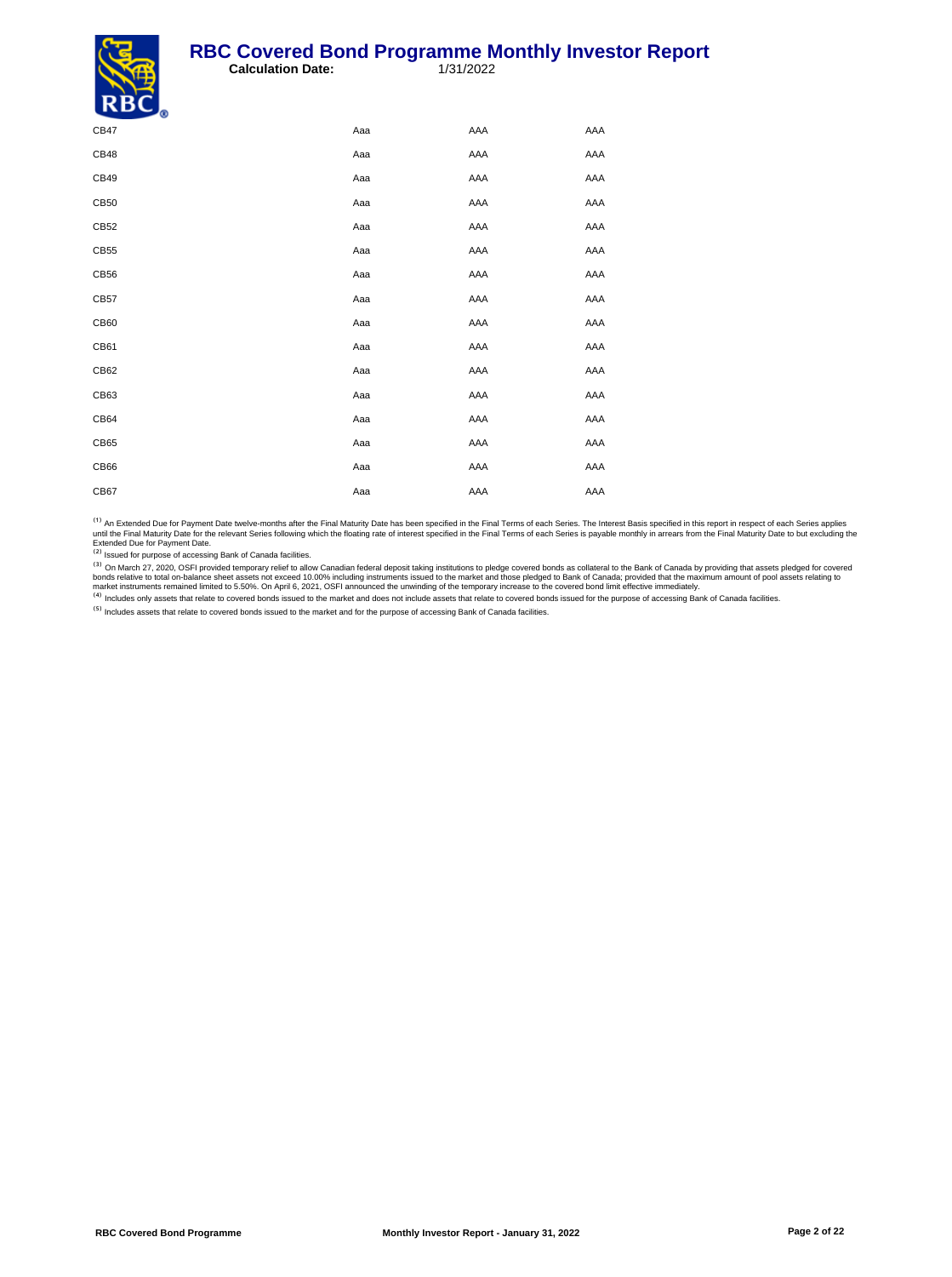| | | | |
|---|---|---|---|
| CB47 | Aaa | AAA | AAA |
| CB48 | Aaa | AAA | AAA |
| CB49 | Aaa | AAA | AAA |
| CB50 | Aaa | AAA | AAA |
| CB52 | Aaa | AAA | AAA |
| CB55 | Aaa | AAA | AAA |
| CB56 | Aaa | AAA | AAA |
| CB57 | Aaa | AAA | AAA |
| CB60 | Aaa | AAA | AAA |
| CB61 | Aaa | AAA | AAA |
| CB62 | Aaa | AAA | AAA |
| CB63 | Aaa | AAA | AAA |
| CB64 | Aaa | AAA | AAA |
| CB65 | Aaa | AAA | AAA |
| CB66 | Aaa | AAA | AAA |
| CB67 | Aaa | AAA | AAA |

(1) An Extended Due for Payment Date twelve-months after the Final Maturity Date has been specified in the Final Terms of each Series. The Interest Basis specified in this report in respect of each Series applies until the Final Maturity Date for the relevant Series following which the floating rate of interest specified in the Final Terms of each Series is payable monthly in arrears from the Final Maturity Date to but excluding the Extended Due for Payment Date.

(2) Issued for purpose of accessing Bank of Canada facilities.

(3) On March 27, 2020, OSFI provided temporary relief to allow Canadian federal deposit taking institutions to pledge covered bonds as collateral to the Bank of Canada by providing that assets pledged for covered bonds relative to total on-balance sheet assets not exceed 10.00% including instruments issued to the market and those pledged to Bank of Canada; provided that the maximum amount of pool assets relating to market instruments remained limited to 5.50%. On April 6, 2021, OSFI announced the unwinding of the temporary increase to the covered bond limit effective immediately.

(4) Includes only assets that relate to covered bonds issued to the market and does not include assets that relate to covered bonds issued for the purpose of accessing Bank of Canada facilities.

(5) Includes assets that relate to covered bonds issued to the market and for the purpose of accessing Bank of Canada facilities.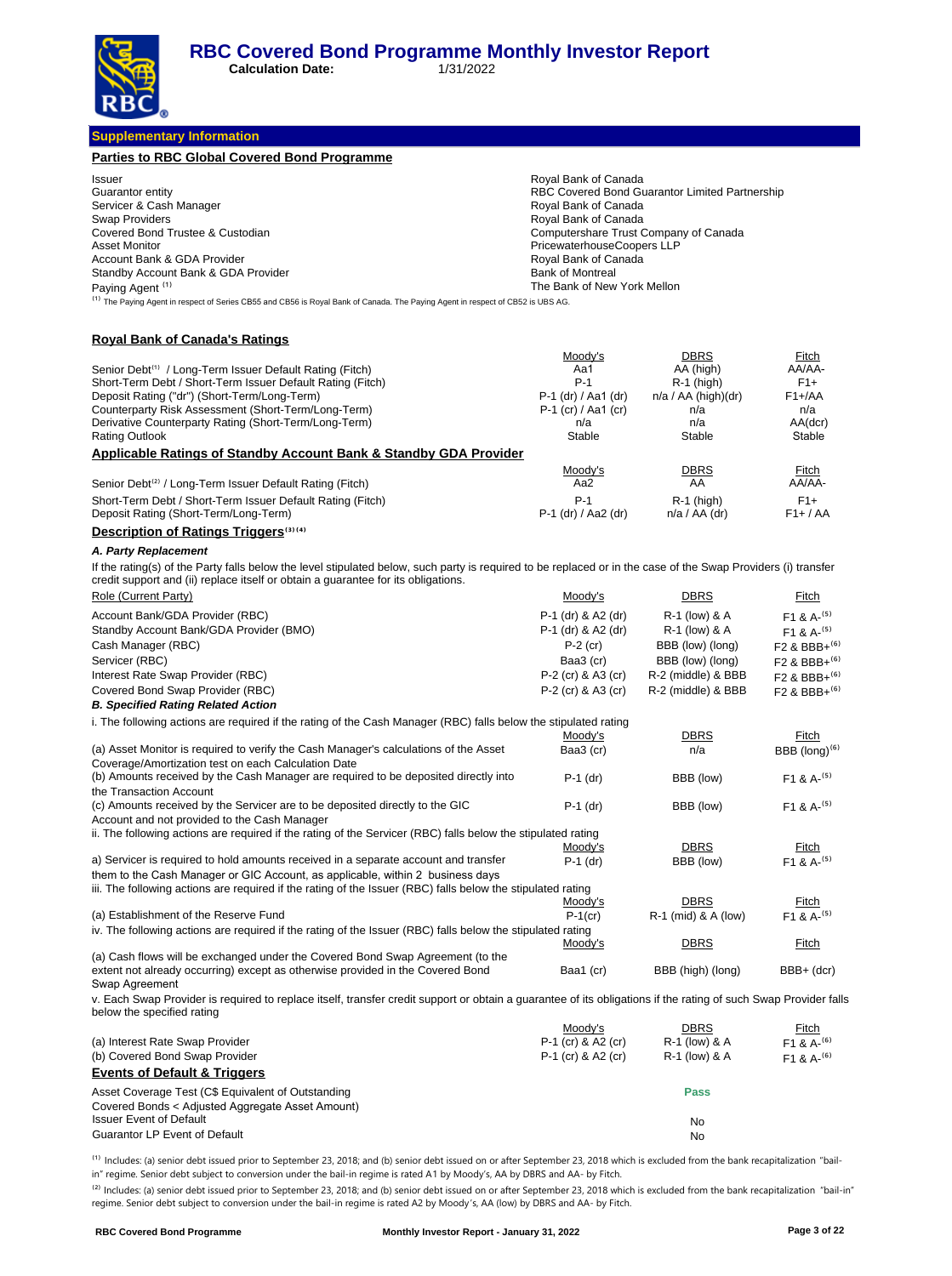# RBC Covered Bond Programme Monthly Investor Report

**Calculation Date:** 1/31/2022

## Supplementary Information

### Parties to RBC Global Covered Bond Programme

| | |
|---|---|
| Issuer | Royal Bank of Canada |
| Guarantor entity | RBC Covered Bond Guarantor Limited Partnership |
| Servicer & Cash Manager | Royal Bank of Canada |
| Swap Providers | Royal Bank of Canada |
| Covered Bond Trustee & Custodian | Computershare Trust Company of Canada |
| Asset Monitor | PricewaterhouseCoopers LLP |
| Account Bank & GDA Provider | Royal Bank of Canada |
| Standby Account Bank & GDA Provider | Bank of Montreal |
| Paying Agent [1] | The Bank of New York Mellon |

[1] The Paying Agent in respect of Series CB55 and CB56 is Royal Bank of Canada. The Paying Agent in respect of CB52 is UBS AG.

### Royal Bank of Canada's Ratings

| | Moody's | DBRS | Fitch |
|---|---|---|---|
| Senior Debt[1] / Long-Term Issuer Default Rating (Fitch) | Aa1 | AA (high) | AA/AA- |
| Short-Term Debt / Short-Term Issuer Default Rating (Fitch) | P-1 | R-1 (high) | F1+ |
| Deposit Rating ("dr") (Short-Term/Long-Term) | P-1 (dr) / Aa1 (dr) | n/a / AA (high)(dr) | F1+/AA |
| Counterparty Risk Assessment (Short-Term/Long-Term) | P-1 (cr) / Aa1 (cr) | n/a | n/a |
| Derivative Counterparty Rating (Short-Term/Long-Term) | n/a | n/a | AA(dcr) |
| Rating Outlook | Stable | Stable | Stable |

### Applicable Ratings of Standby Account Bank & Standby GDA Provider

| | Moody's | DBRS | Fitch |
|---|---|---|---|
| Senior Debt[2] / Long-Term Issuer Default Rating (Fitch) | Aa2 | AA | AA/AA- |
| Short-Term Debt / Short-Term Issuer Default Rating (Fitch) | P-1 | R-1 (high) | F1+ |
| Deposit Rating (Short-Term/Long-Term) | P-1 (dr) / Aa2 (dr) | n/a / AA (dr) | F1+ / AA |

### Description of Ratings Triggers[3][4]

***A. Party Replacement***

If the rating(s) of the Party falls below the level stipulated below, such party is required to be replaced or in the case of the Swap Providers (i) transfer credit support and (ii) replace itself or obtain a guarantee for its obligations.

| Role (Current Party) | Moody's | DBRS | Fitch |
|---|---|---|---|
| Account Bank/GDA Provider (RBC) | P-1 (dr) & A2 (dr) | R-1 (low) & A | F1 & A-[5] |
| Standby Account Bank/GDA Provider (BMO) | P-1 (dr) & A2 (dr) | R-1 (low) & A | F1 & A-[5] |
| Cash Manager (RBC) | P-2 (cr) | BBB (low) (long) | F2 & BBB+[6] |
| Servicer (RBC) | Baa3 (cr) | BBB (low) (long) | F2 & BBB+[6] |
| Interest Rate Swap Provider (RBC) | P-2 (cr) & A3 (cr) | R-2 (middle) & BBB | F2 & BBB+[6] |
| Covered Bond Swap Provider (RBC) | P-2 (cr) & A3 (cr) | R-2 (middle) & BBB | F2 & BBB+[6] |

***B. Specified Rating Related Action***

i. The following actions are required if the rating of the Cash Manager (RBC) falls below the stipulated rating

| | Moody's | DBRS | Fitch |
|---|---|---|---|
| (a) Asset Monitor is required to verify the Cash Manager's calculations of the Asset Coverage/Amortization test on each Calculation Date | Baa3 (cr) | n/a | BBB (long)[6] |
| (b) Amounts received by the Cash Manager are required to be deposited directly into the Transaction Account | P-1 (dr) | BBB (low) | F1 & A-[5] |
| (c) Amounts received by the Servicer are to be deposited directly to the GIC Account and not provided to the Cash Manager | P-1 (dr) | BBB (low) | F1 & A-[5] |

ii. The following actions are required if the rating of the Servicer (RBC) falls below the stipulated rating

| | Moody's | DBRS | Fitch |
|---|---|---|---|
| a) Servicer is required to hold amounts received in a separate account and transfer them to the Cash Manager or GIC Account, as applicable, within 2 business days | P-1 (dr) | BBB (low) | F1 & A-[5] |

iii. The following actions are required if the rating of the Issuer (RBC) falls below the stipulated rating

| | Moody's | DBRS | Fitch |
|---|---|---|---|
| (a) Establishment of the Reserve Fund | P-1(cr) | R-1 (mid) & A (low) | F1 & A-[5] |

iv. The following actions are required if the rating of the Issuer (RBC) falls below the stipulated rating

| | Moody's | DBRS | Fitch |
|---|---|---|---|
| (a) Cash flows will be exchanged under the Covered Bond Swap Agreement (to the extent not already occurring) except as otherwise provided in the Covered Bond Swap Agreement | Baa1 (cr) | BBB (high) (long) | BBB+ (dcr) |

v. Each Swap Provider is required to replace itself, transfer credit support or obtain a guarantee of its obligations if the rating of such Swap Provider falls below the specified rating

| | Moody's | DBRS | Fitch |
|---|---|---|---|
| (a) Interest Rate Swap Provider | P-1 (cr) & A2 (cr) | R-1 (low) & A | F1 & A-[6] |
| (b) Covered Bond Swap Provider | P-1 (cr) & A2 (cr) | R-1 (low) & A | F1 & A-[6] |

### Events of Default & Triggers

| | |
|---|---|
| Asset Coverage Test (C$ Equivalent of Outstanding Covered Bonds < Adjusted Aggregate Asset Amount) | Pass |
| Issuer Event of Default | No |
| Guarantor LP Event of Default | No |

[1] Includes: (a) senior debt issued prior to September 23, 2018; and (b) senior debt issued on or after September 23, 2018 which is excluded from the bank recapitalization "bail-in" regime. Senior debt subject to conversion under the bail-in regime is rated A1 by Moody's, AA by DBRS and AA- by Fitch.

[2] Includes: (a) senior debt issued prior to September 23, 2018; and (b) senior debt issued on or after September 23, 2018 which is excluded from the bank recapitalization "bail-in" regime. Senior debt subject to conversion under the bail-in regime is rated A2 by Moody's, AA (low) by DBRS and AA- by Fitch.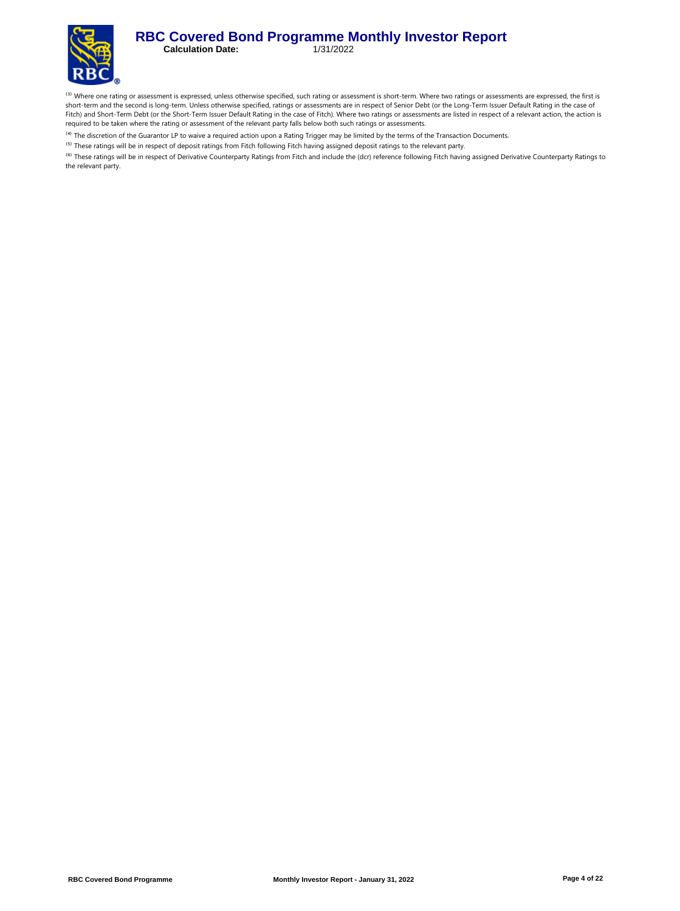[3] Where one rating or assessment is expressed, unless otherwise specified, such rating or assessment is short-term. Where two ratings or assessments are expressed, the first is short-term and the second is long-term. Unless otherwise specified, ratings or assessments are in respect of Senior Debt (or the Long-Term Issuer Default Rating in the case of Fitch) and Short-Term Debt (or the Short-Term Issuer Default Rating in the case of Fitch). Where two ratings or assessments are listed in respect of a relevant action, the action is required to be taken where the rating or assessment of the relevant party falls below both such ratings or assessments.

[4] The discretion of the Guarantor LP to waive a required action upon a Rating Trigger may be limited by the terms of the Transaction Documents.

[5] These ratings will be in respect of deposit ratings from Fitch following Fitch having assigned deposit ratings to the relevant party.

[6] These ratings will be in respect of Derivative Counterparty Ratings from Fitch and include the (dcr) reference following Fitch having assigned Derivative Counterparty Ratings to the relevant party.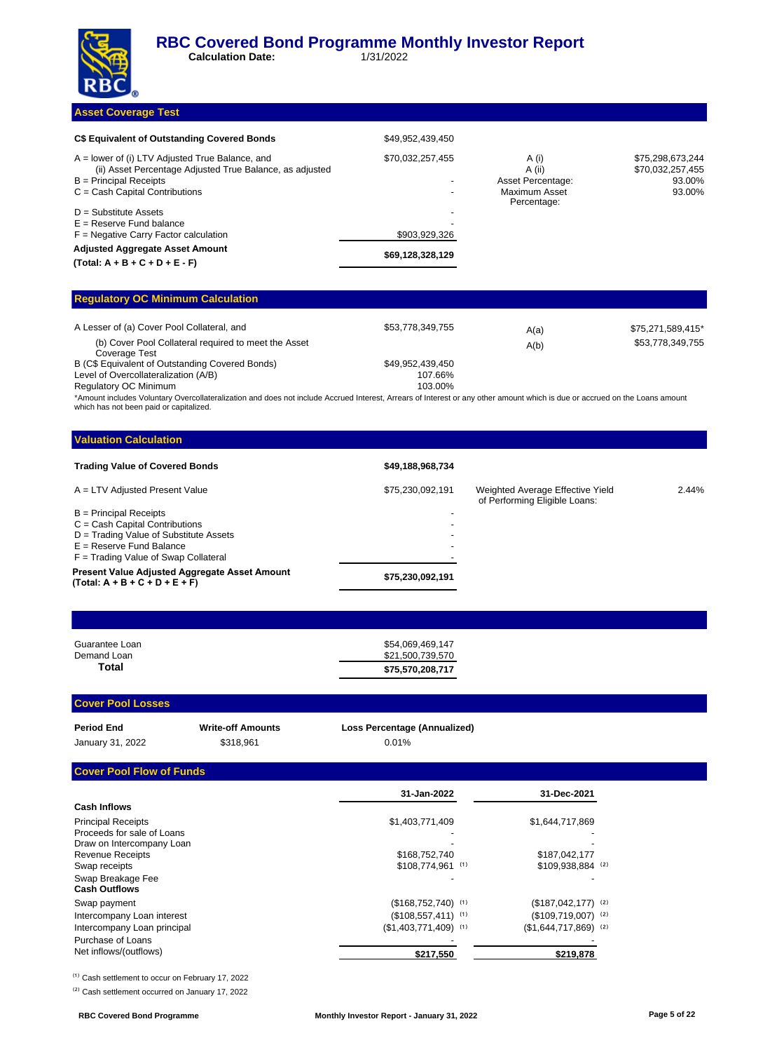# RBC Covered Bond Programme Monthly Investor Report

**Calculation Date:** 1/31/2022

## Asset Coverage Test

| | | | |
|---|---|---|---|
| **C$ Equivalent of Outstanding Covered Bonds** | $49,952,439,450 | | |
| A = lower of (i) LTV Adjusted True Balance, and (ii) Asset Percentage Adjusted True Balance, as adjusted | $70,032,257,455 | A (i) | $75,298,673,244 |
| | | A (ii) | $70,032,257,455 |
| B = Principal Receipts | - | Asset Percentage: | 93.00% |
| C = Cash Capital Contributions | - | Maximum Asset Percentage: | 93.00% |
| D = Substitute Assets | - | | |
| E = Reserve Fund balance | - | | |
| F = Negative Carry Factor calculation | $903,929,326 | | |
| **Adjusted Aggregate Asset Amount (Total: A + B + C + D + E - F)** | **$69,128,328,129** | | |

## Regulatory OC Minimum Calculation

| | | | |
|---|---|---|---|
| A Lesser of (a) Cover Pool Collateral, and | $53,778,349,755 | A(a) | $75,271,589,415* |
| (b) Cover Pool Collateral required to meet the Asset Coverage Test | | A(b) | $53,778,349,755 |
| B (C$ Equivalent of Outstanding Covered Bonds) | $49,952,439,450 | | |
| Level of Overcollateralization (A/B) | 107.66% | | |
| Regulatory OC Minimum | 103.00% | | |

*Amount includes Voluntary Overcollateralization and does not include Accrued Interest, Arrears of Interest or any other amount which is due or accrued on the Loans amount which has not been paid or capitalized.

## Valuation Calculation

| | | | |
|---|---|---|---|
| **Trading Value of Covered Bonds** | **$49,188,968,734** | | |
| A = LTV Adjusted Present Value | $75,230,092,191 | Weighted Average Effective Yield of Performing Eligible Loans: | 2.44% |
| B = Principal Receipts | - | | |
| C = Cash Capital Contributions | - | | |
| D = Trading Value of Substitute Assets | - | | |
| E = Reserve Fund Balance | - | | |
| F = Trading Value of Swap Collateral | - | | |
| **Present Value Adjusted Aggregate Asset Amount (Total: A + B + C + D + E + F)** | **$75,230,092,191** | | |

| | |
|---|---|
| Guarantee Loan | $54,069,469,147 |
| Demand Loan | $21,500,739,570 |
| **Total** | **$75,570,208,717** |

## Cover Pool Losses

| Period End | Write-off Amounts | Loss Percentage (Annualized) |
|---|---|---|
| January 31, 2022 | $318,961 | 0.01% |

## Cover Pool Flow of Funds

| | 31-Jan-2022 | 31-Dec-2021 |
|---|---|---|
| **Cash Inflows** | | |
| Principal Receipts | $1,403,771,409 | $1,644,717,869 |
| Proceeds for sale of Loans | - | - |
| Draw on Intercompany Loan | - | - |
| Revenue Receipts | $168,752,740 | $187,042,177 |
| Swap receipts | $108,774,961 (1) | $109,938,884 (2) |
| Swap Breakage Fee | - | - |
| **Cash Outflows** | | |
| Swap payment | ($168,752,740) (1) | ($187,042,177) (2) |
| Intercompany Loan interest | ($108,557,411) (1) | ($109,719,007) (2) |
| Intercompany Loan principal | ($1,403,771,409) (1) | ($1,644,717,869) (2) |
| Purchase of Loans | - | - |
| Net inflows/(outflows) | **$217,550** | **$219,878** |

(1) Cash settlement to occur on February 17, 2022

(2) Cash settlement occurred on January 17, 2022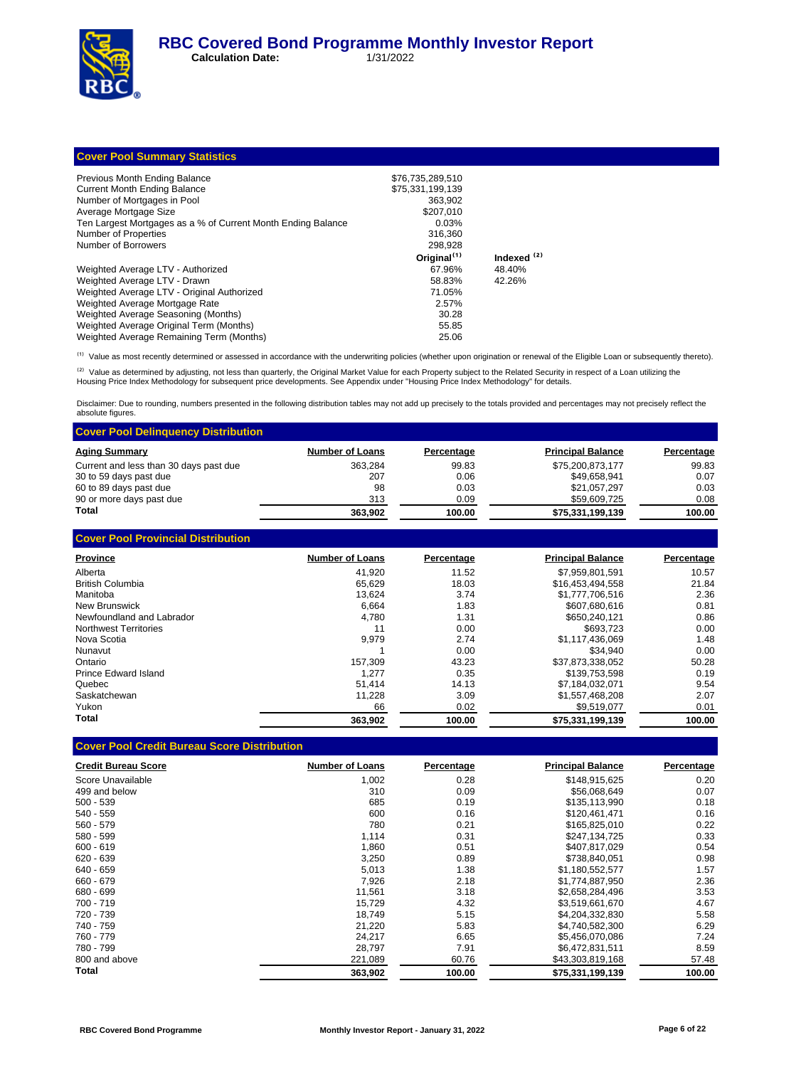# RBC Covered Bond Programme Monthly Investor Report

**Calculation Date:** 1/31/2022

## Cover Pool Summary Statistics

| | | |
|---|---|---|
| Previous Month Ending Balance | $76,735,289,510 | |
| Current Month Ending Balance | $75,331,199,139 | |
| Number of Mortgages in Pool | 363,902 | |
| Average Mortgage Size | $207,010 | |
| Ten Largest Mortgages as a % of Current Month Ending Balance | 0.03% | |
| Number of Properties | 316,360 | |
| Number of Borrowers | 298,928 | |
| | **Original[1]** | **Indexed [2]** |
| Weighted Average LTV - Authorized | 67.96% | 48.40% |
| Weighted Average LTV - Drawn | 58.83% | 42.26% |
| Weighted Average LTV - Original Authorized | 71.05% | |
| Weighted Average Mortgage Rate | 2.57% | |
| Weighted Average Seasoning (Months) | 30.28 | |
| Weighted Average Original Term (Months) | 55.85 | |
| Weighted Average Remaining Term (Months) | 25.06 | |

[1] Value as most recently determined or assessed in accordance with the underwriting policies (whether upon origination or renewal of the Eligible Loan or subsequently thereto).

[2] Value as determined by adjusting, not less than quarterly, the Original Market Value for each Property subject to the Related Security in respect of a Loan utilizing the Housing Price Index Methodology for subsequent price developments. See Appendix under "Housing Price Index Methodology" for details.

Disclaimer: Due to rounding, numbers presented in the following distribution tables may not add up precisely to the totals provided and percentages may not precisely reflect the absolute figures.

## Cover Pool Delinquency Distribution

| Aging Summary | Number of Loans | Percentage | Principal Balance | Percentage |
|---|---|---|---|---|
| Current and less than 30 days past due | 363,284 | 99.83 | $75,200,873,177 | 99.83 |
| 30 to 59 days past due | 207 | 0.06 | $49,658,941 | 0.07 |
| 60 to 89 days past due | 98 | 0.03 | $21,057,297 | 0.03 |
| 90 or more days past due | 313 | 0.09 | $59,609,725 | 0.08 |
| **Total** | **363,902** | **100.00** | **$75,331,199,139** | **100.00** |

## Cover Pool Provincial Distribution

| Province | Number of Loans | Percentage | Principal Balance | Percentage |
|---|---|---|---|---|
| Alberta | 41,920 | 11.52 | $7,959,801,591 | 10.57 |
| British Columbia | 65,629 | 18.03 | $16,453,494,558 | 21.84 |
| Manitoba | 13,624 | 3.74 | $1,777,706,516 | 2.36 |
| New Brunswick | 6,664 | 1.83 | $607,680,616 | 0.81 |
| Newfoundland and Labrador | 4,780 | 1.31 | $650,240,121 | 0.86 |
| Northwest Territories | 11 | 0.00 | $693,723 | 0.00 |
| Nova Scotia | 9,979 | 2.74 | $1,117,436,069 | 1.48 |
| Nunavut | 1 | 0.00 | $34,940 | 0.00 |
| Ontario | 157,309 | 43.23 | $37,873,338,052 | 50.28 |
| Prince Edward Island | 1,277 | 0.35 | $139,753,598 | 0.19 |
| Quebec | 51,414 | 14.13 | $7,184,032,071 | 9.54 |
| Saskatchewan | 11,228 | 3.09 | $1,557,468,208 | 2.07 |
| Yukon | 66 | 0.02 | $9,519,077 | 0.01 |
| **Total** | **363,902** | **100.00** | **$75,331,199,139** | **100.00** |

## Cover Pool Credit Bureau Score Distribution

| Credit Bureau Score | Number of Loans | Percentage | Principal Balance | Percentage |
|---|---|---|---|---|
| Score Unavailable | 1,002 | 0.28 | $148,915,625 | 0.20 |
| 499 and below | 310 | 0.09 | $56,068,649 | 0.07 |
| 500 - 539 | 685 | 0.19 | $135,113,990 | 0.18 |
| 540 - 559 | 600 | 0.16 | $120,461,471 | 0.16 |
| 560 - 579 | 780 | 0.21 | $165,825,010 | 0.22 |
| 580 - 599 | 1,114 | 0.31 | $247,134,725 | 0.33 |
| 600 - 619 | 1,860 | 0.51 | $407,817,029 | 0.54 |
| 620 - 639 | 3,250 | 0.89 | $738,840,051 | 0.98 |
| 640 - 659 | 5,013 | 1.38 | $1,180,552,577 | 1.57 |
| 660 - 679 | 7,926 | 2.18 | $1,774,887,950 | 2.36 |
| 680 - 699 | 11,561 | 3.18 | $2,658,284,496 | 3.53 |
| 700 - 719 | 15,729 | 4.32 | $3,519,661,670 | 4.67 |
| 720 - 739 | 18,749 | 5.15 | $4,204,332,830 | 5.58 |
| 740 - 759 | 21,220 | 5.83 | $4,740,582,300 | 6.29 |
| 760 - 779 | 24,217 | 6.65 | $5,456,070,086 | 7.24 |
| 780 - 799 | 28,797 | 7.91 | $6,472,831,511 | 8.59 |
| 800 and above | 221,089 | 60.76 | $43,303,819,168 | 57.48 |
| **Total** | **363,902** | **100.00** | **$75,331,199,139** | **100.00** |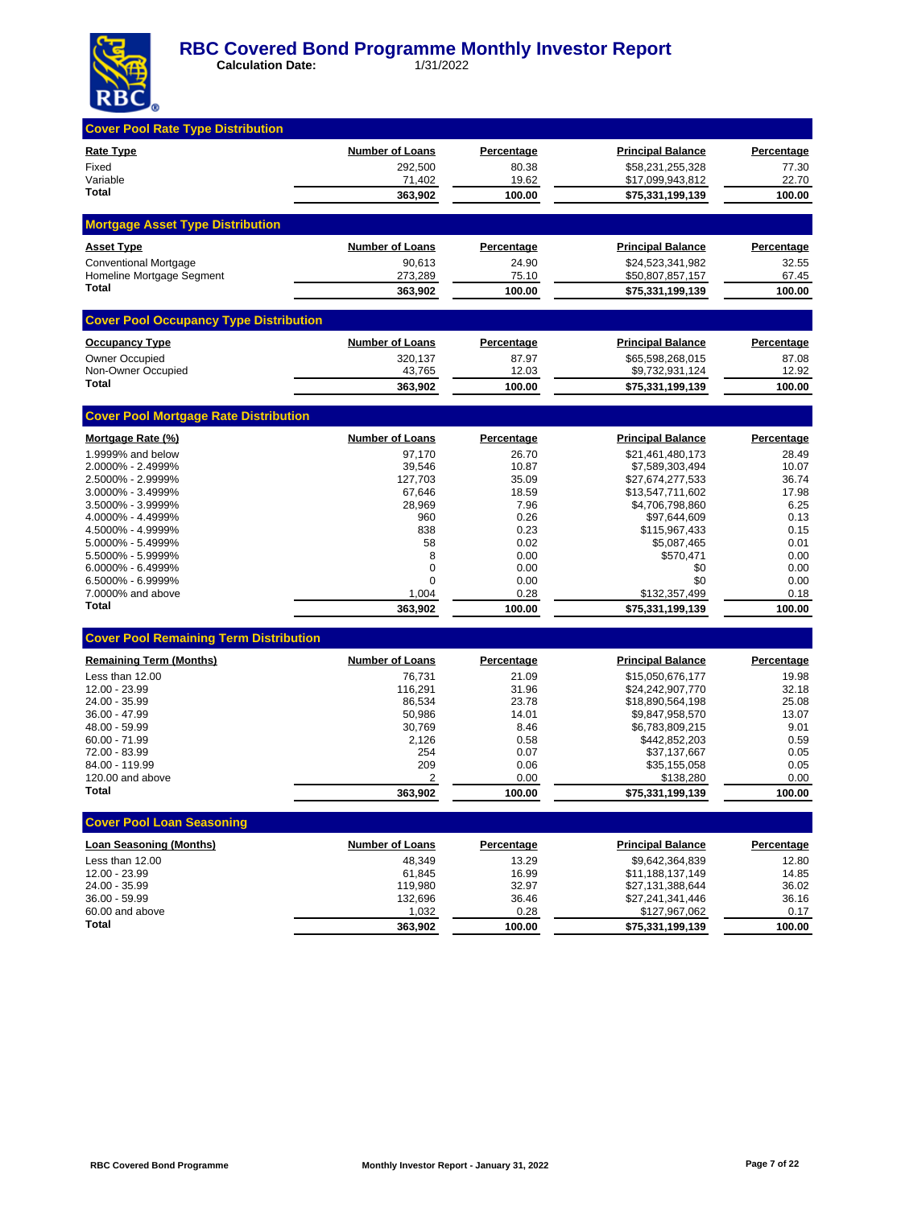# RBC Covered Bond Programme Monthly Investor Report

**Calculation Date:** 1/31/2022

## Cover Pool Rate Type Distribution

| Rate Type | Number of Loans | Percentage | Principal Balance | Percentage |
|---|---|---|---|---|
| Fixed | 292,500 | 80.38 | $58,231,255,328 | 77.30 |
| Variable | 71,402 | 19.62 | $17,099,943,812 | 22.70 |
| **Total** | **363,902** | **100.00** | **$75,331,199,139** | **100.00** |

## Mortgage Asset Type Distribution

| Asset Type | Number of Loans | Percentage | Principal Balance | Percentage |
|---|---|---|---|---|
| Conventional Mortgage | 90,613 | 24.90 | $24,523,341,982 | 32.55 |
| Homeline Mortgage Segment | 273,289 | 75.10 | $50,807,857,157 | 67.45 |
| **Total** | **363,902** | **100.00** | **$75,331,199,139** | **100.00** |

## Cover Pool Occupancy Type Distribution

| Occupancy Type | Number of Loans | Percentage | Principal Balance | Percentage |
|---|---|---|---|---|
| Owner Occupied | 320,137 | 87.97 | $65,598,268,015 | 87.08 |
| Non-Owner Occupied | 43,765 | 12.03 | $9,732,931,124 | 12.92 |
| **Total** | **363,902** | **100.00** | **$75,331,199,139** | **100.00** |

## Cover Pool Mortgage Rate Distribution

| Mortgage Rate (%) | Number of Loans | Percentage | Principal Balance | Percentage |
|---|---|---|---|---|
| 1.9999% and below | 97,170 | 26.70 | $21,461,480,173 | 28.49 |
| 2.0000% - 2.4999% | 39,546 | 10.87 | $7,589,303,494 | 10.07 |
| 2.5000% - 2.9999% | 127,703 | 35.09 | $27,674,277,533 | 36.74 |
| 3.0000% - 3.4999% | 67,646 | 18.59 | $13,547,711,602 | 17.98 |
| 3.5000% - 3.9999% | 28,969 | 7.96 | $4,706,798,860 | 6.25 |
| 4.0000% - 4.4999% | 960 | 0.26 | $97,644,609 | 0.13 |
| 4.5000% - 4.9999% | 838 | 0.23 | $115,967,433 | 0.15 |
| 5.0000% - 5.4999% | 58 | 0.02 | $5,087,465 | 0.01 |
| 5.5000% - 5.9999% | 8 | 0.00 | $570,471 | 0.00 |
| 6.0000% - 6.4999% | 0 | 0.00 | $0 | 0.00 |
| 6.5000% - 6.9999% | 0 | 0.00 | $0 | 0.00 |
| 7.0000% and above | 1,004 | 0.28 | $132,357,499 | 0.18 |
| **Total** | **363,902** | **100.00** | **$75,331,199,139** | **100.00** |

## Cover Pool Remaining Term Distribution

| Remaining Term (Months) | Number of Loans | Percentage | Principal Balance | Percentage |
|---|---|---|---|---|
| Less than 12.00 | 76,731 | 21.09 | $15,050,676,177 | 19.98 |
| 12.00 - 23.99 | 116,291 | 31.96 | $24,242,907,770 | 32.18 |
| 24.00 - 35.99 | 86,534 | 23.78 | $18,890,564,198 | 25.08 |
| 36.00 - 47.99 | 50,986 | 14.01 | $9,847,958,570 | 13.07 |
| 48.00 - 59.99 | 30,769 | 8.46 | $6,783,809,215 | 9.01 |
| 60.00 - 71.99 | 2,126 | 0.58 | $442,852,203 | 0.59 |
| 72.00 - 83.99 | 254 | 0.07 | $37,137,667 | 0.05 |
| 84.00 - 119.99 | 209 | 0.06 | $35,155,058 | 0.05 |
| 120.00 and above | 2 | 0.00 | $138,280 | 0.00 |
| **Total** | **363,902** | **100.00** | **$75,331,199,139** | **100.00** |

## Cover Pool Loan Seasoning

| Loan Seasoning (Months) | Number of Loans | Percentage | Principal Balance | Percentage |
|---|---|---|---|---|
| Less than 12.00 | 48,349 | 13.29 | $9,642,364,839 | 12.80 |
| 12.00 - 23.99 | 61,845 | 16.99 | $11,188,137,149 | 14.85 |
| 24.00 - 35.99 | 119,980 | 32.97 | $27,131,388,644 | 36.02 |
| 36.00 - 59.99 | 132,696 | 36.46 | $27,241,341,446 | 36.16 |
| 60.00 and above | 1,032 | 0.28 | $127,967,062 | 0.17 |
| **Total** | **363,902** | **100.00** | **$75,331,199,139** | **100.00** |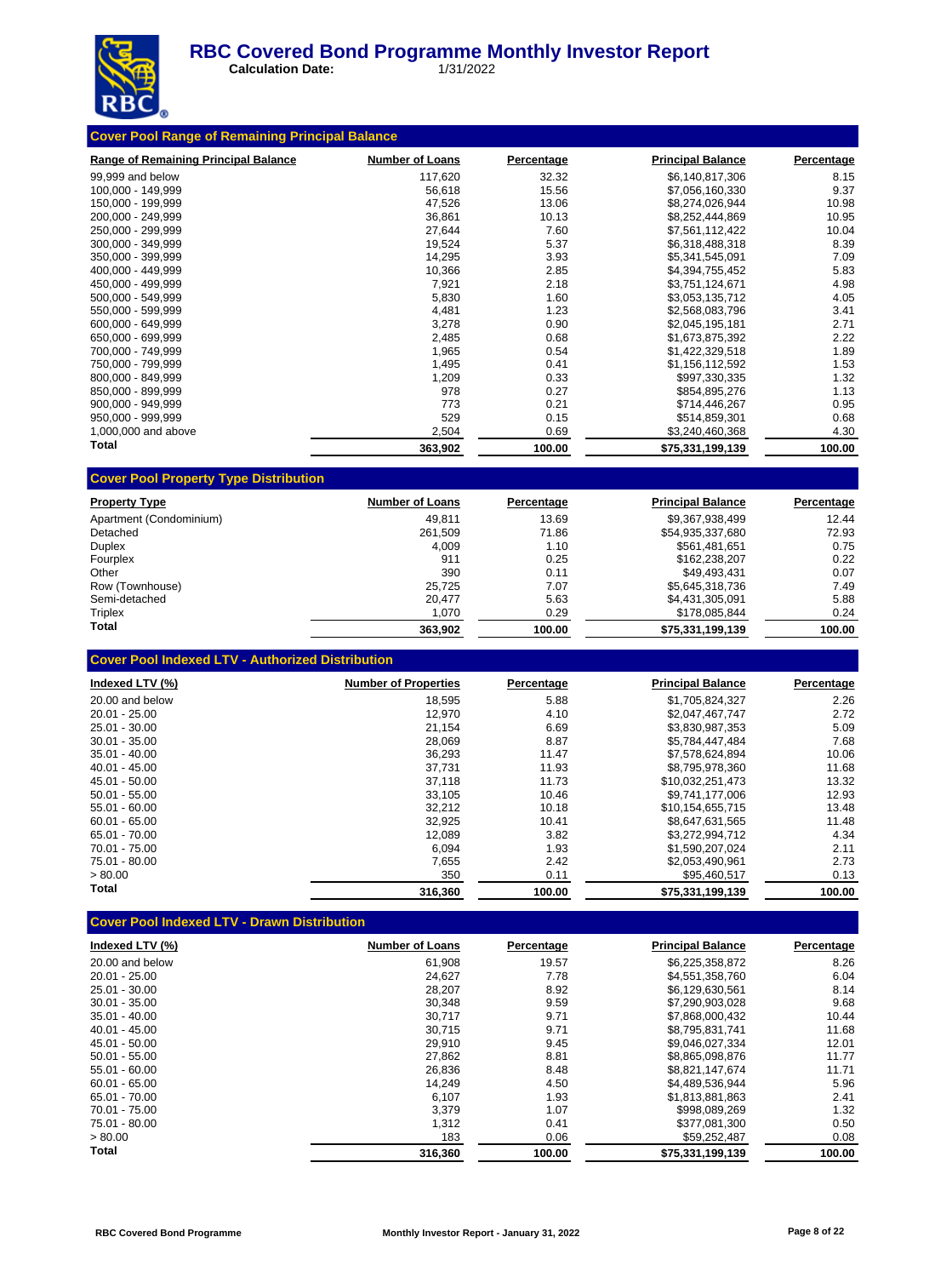# RBC Covered Bond Programme Monthly Investor Report

**Calculation Date:** 1/31/2022

## Cover Pool Range of Remaining Principal Balance

| Range of Remaining Principal Balance | Number of Loans | Percentage | Principal Balance | Percentage |
|---|---|---|---|---|
| 99,999 and below | 117,620 | 32.32 | $6,140,817,306 | 8.15 |
| 100,000 - 149,999 | 56,618 | 15.56 | $7,056,160,330 | 9.37 |
| 150,000 - 199,999 | 47,526 | 13.06 | $8,274,026,944 | 10.98 |
| 200,000 - 249,999 | 36,861 | 10.13 | $8,252,444,869 | 10.95 |
| 250,000 - 299,999 | 27,644 | 7.60 | $7,561,112,422 | 10.04 |
| 300,000 - 349,999 | 19,524 | 5.37 | $6,318,488,318 | 8.39 |
| 350,000 - 399,999 | 14,295 | 3.93 | $5,341,545,091 | 7.09 |
| 400,000 - 449,999 | 10,366 | 2.85 | $4,394,755,452 | 5.83 |
| 450,000 - 499,999 | 7,921 | 2.18 | $3,751,124,671 | 4.98 |
| 500,000 - 549,999 | 5,830 | 1.60 | $3,053,135,712 | 4.05 |
| 550,000 - 599,999 | 4,481 | 1.23 | $2,568,083,796 | 3.41 |
| 600,000 - 649,999 | 3,278 | 0.90 | $2,045,195,181 | 2.71 |
| 650,000 - 699,999 | 2,485 | 0.68 | $1,673,875,392 | 2.22 |
| 700,000 - 749,999 | 1,965 | 0.54 | $1,422,329,518 | 1.89 |
| 750,000 - 799,999 | 1,495 | 0.41 | $1,156,112,592 | 1.53 |
| 800,000 - 849,999 | 1,209 | 0.33 | $997,330,335 | 1.32 |
| 850,000 - 899,999 | 978 | 0.27 | $854,895,276 | 1.13 |
| 900,000 - 949,999 | 773 | 0.21 | $714,446,267 | 0.95 |
| 950,000 - 999,999 | 529 | 0.15 | $514,859,301 | 0.68 |
| 1,000,000 and above | 2,504 | 0.69 | $3,240,460,368 | 4.30 |
| **Total** | **363,902** | **100.00** | **$75,331,199,139** | **100.00** |

## Cover Pool Property Type Distribution

| Property Type | Number of Loans | Percentage | Principal Balance | Percentage |
|---|---|---|---|---|
| Apartment (Condominium) | 49,811 | 13.69 | $9,367,938,499 | 12.44 |
| Detached | 261,509 | 71.86 | $54,935,337,680 | 72.93 |
| Duplex | 4,009 | 1.10 | $561,481,651 | 0.75 |
| Fourplex | 911 | 0.25 | $162,238,207 | 0.22 |
| Other | 390 | 0.11 | $49,493,431 | 0.07 |
| Row (Townhouse) | 25,725 | 7.07 | $5,645,318,736 | 7.49 |
| Semi-detached | 20,477 | 5.63 | $4,431,305,091 | 5.88 |
| Triplex | 1,070 | 0.29 | $178,085,844 | 0.24 |
| **Total** | **363,902** | **100.00** | **$75,331,199,139** | **100.00** |

## Cover Pool Indexed LTV - Authorized Distribution

| Indexed LTV (%) | Number of Properties | Percentage | Principal Balance | Percentage |
|---|---|---|---|---|
| 20.00 and below | 18,595 | 5.88 | $1,705,824,327 | 2.26 |
| 20.01 - 25.00 | 12,970 | 4.10 | $2,047,467,747 | 2.72 |
| 25.01 - 30.00 | 21,154 | 6.69 | $3,830,987,353 | 5.09 |
| 30.01 - 35.00 | 28,069 | 8.87 | $5,784,447,484 | 7.68 |
| 35.01 - 40.00 | 36,293 | 11.47 | $7,578,624,894 | 10.06 |
| 40.01 - 45.00 | 37,731 | 11.93 | $8,795,978,360 | 11.68 |
| 45.01 - 50.00 | 37,118 | 11.73 | $10,032,251,473 | 13.32 |
| 50.01 - 55.00 | 33,105 | 10.46 | $9,741,177,006 | 12.93 |
| 55.01 - 60.00 | 32,212 | 10.18 | $10,154,655,715 | 13.48 |
| 60.01 - 65.00 | 32,925 | 10.41 | $8,647,631,565 | 11.48 |
| 65.01 - 70.00 | 12,089 | 3.82 | $3,272,994,712 | 4.34 |
| 70.01 - 75.00 | 6,094 | 1.93 | $1,590,207,024 | 2.11 |
| 75.01 - 80.00 | 7,655 | 2.42 | $2,053,490,961 | 2.73 |
| > 80.00 | 350 | 0.11 | $95,460,517 | 0.13 |
| **Total** | **316,360** | **100.00** | **$75,331,199,139** | **100.00** |

## Cover Pool Indexed LTV - Drawn Distribution

| Indexed LTV (%) | Number of Loans | Percentage | Principal Balance | Percentage |
|---|---|---|---|---|
| 20.00 and below | 61,908 | 19.57 | $6,225,358,872 | 8.26 |
| 20.01 - 25.00 | 24,627 | 7.78 | $4,551,358,760 | 6.04 |
| 25.01 - 30.00 | 28,207 | 8.92 | $6,129,630,561 | 8.14 |
| 30.01 - 35.00 | 30,348 | 9.59 | $7,290,903,028 | 9.68 |
| 35.01 - 40.00 | 30,717 | 9.71 | $7,868,000,432 | 10.44 |
| 40.01 - 45.00 | 30,715 | 9.71 | $8,795,831,741 | 11.68 |
| 45.01 - 50.00 | 29,910 | 9.45 | $9,046,027,334 | 12.01 |
| 50.01 - 55.00 | 27,862 | 8.81 | $8,865,098,876 | 11.77 |
| 55.01 - 60.00 | 26,836 | 8.48 | $8,821,147,674 | 11.71 |
| 60.01 - 65.00 | 14,249 | 4.50 | $4,489,536,944 | 5.96 |
| 65.01 - 70.00 | 6,107 | 1.93 | $1,813,881,863 | 2.41 |
| 70.01 - 75.00 | 3,379 | 1.07 | $998,089,269 | 1.32 |
| 75.01 - 80.00 | 1,312 | 0.41 | $377,081,300 | 0.50 |
| > 80.00 | 183 | 0.06 | $59,252,487 | 0.08 |
| **Total** | **316,360** | **100.00** | **$75,331,199,139** | **100.00** |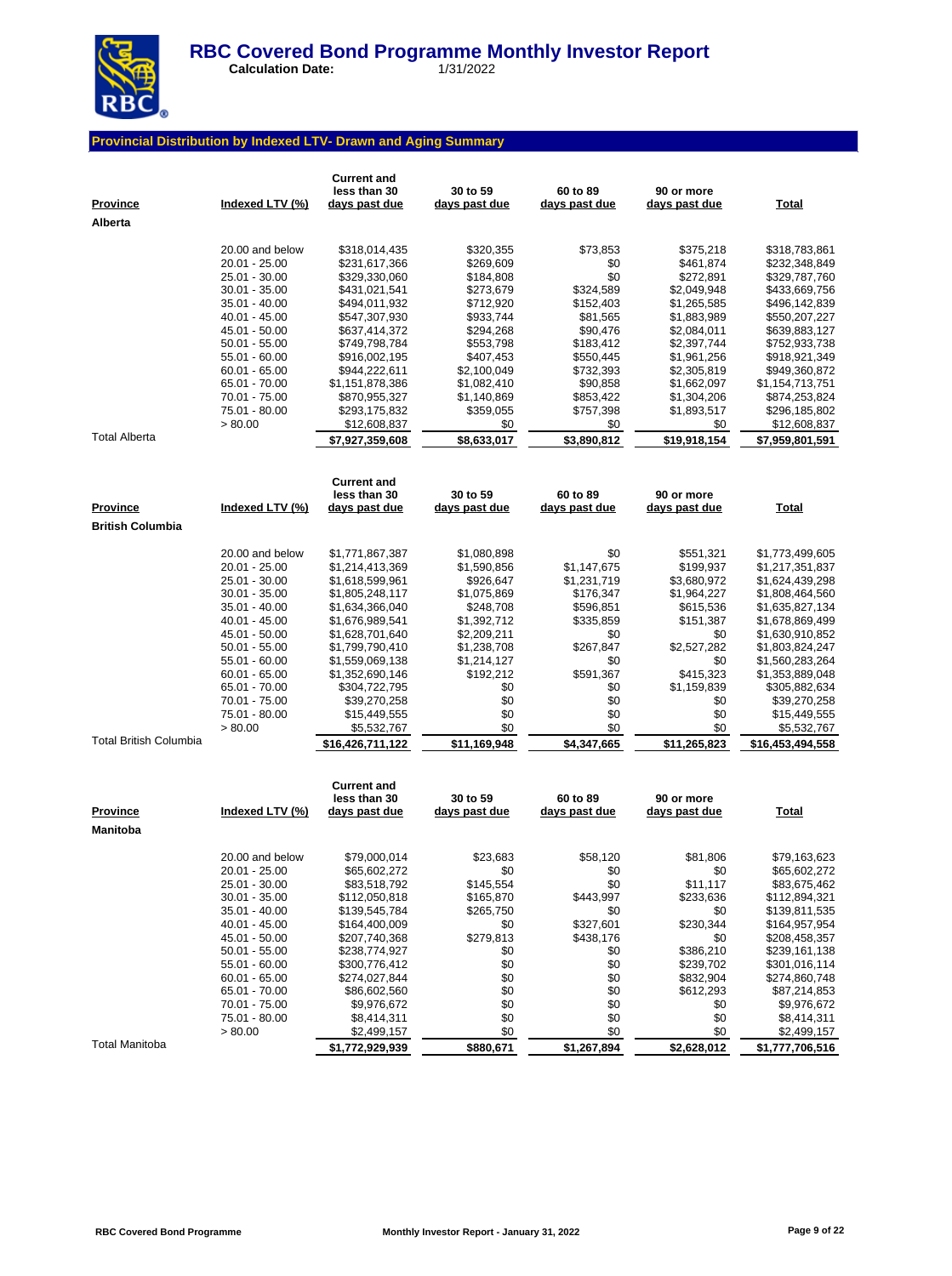# RBC Covered Bond Programme Monthly Investor Report

**Calculation Date:** 1/31/2022

## Provincial Distribution by Indexed LTV- Drawn and Aging Summary

| Province | Indexed LTV (%) | Current and less than 30 days past due | 30 to 59 days past due | 60 to 89 days past due | 90 or more days past due | Total |
|---|---|---|---|---|---|---|
| **Alberta** | | | | | | |
| | 20.00 and below | $318,014,435 | $320,355 | $73,853 | $375,218 | $318,783,861 |
| | 20.01 - 25.00 | $231,617,366 | $269,609 | $0 | $461,874 | $232,348,849 |
| | 25.01 - 30.00 | $329,330,060 | $184,808 | $0 | $272,891 | $329,787,760 |
| | 30.01 - 35.00 | $431,021,541 | $273,679 | $324,589 | $2,049,948 | $433,669,756 |
| | 35.01 - 40.00 | $494,011,932 | $712,920 | $152,403 | $1,265,585 | $496,142,839 |
| | 40.01 - 45.00 | $547,307,930 | $933,744 | $81,565 | $1,883,989 | $550,207,227 |
| | 45.01 - 50.00 | $637,414,372 | $294,268 | $90,476 | $2,084,011 | $639,883,127 |
| | 50.01 - 55.00 | $749,798,784 | $553,798 | $183,412 | $2,397,744 | $752,933,738 |
| | 55.01 - 60.00 | $916,002,195 | $407,453 | $550,445 | $1,961,256 | $918,921,349 |
| | 60.01 - 65.00 | $944,222,611 | $2,100,049 | $732,393 | $2,305,819 | $949,360,872 |
| | 65.01 - 70.00 | $1,151,878,386 | $1,082,410 | $90,858 | $1,662,097 | $1,154,713,751 |
| | 70.01 - 75.00 | $870,955,327 | $1,140,869 | $853,422 | $1,304,206 | $874,253,824 |
| | 75.01 - 80.00 | $293,175,832 | $359,055 | $757,398 | $1,893,517 | $296,185,802 |
| | > 80.00 | $12,608,837 | $0 | $0 | $0 | $12,608,837 |
| Total Alberta | | **$7,927,359,608** | **$8,633,017** | **$3,890,812** | **$19,918,154** | **$7,959,801,591** |

| Province | Indexed LTV (%) | Current and less than 30 days past due | 30 to 59 days past due | 60 to 89 days past due | 90 or more days past due | Total |
|---|---|---|---|---|---|---|
| **British Columbia** | | | | | | |
| | 20.00 and below | $1,771,867,387 | $1,080,898 | $0 | $551,321 | $1,773,499,605 |
| | 20.01 - 25.00 | $1,214,413,369 | $1,590,856 | $1,147,675 | $199,937 | $1,217,351,837 |
| | 25.01 - 30.00 | $1,618,599,961 | $926,647 | $1,231,719 | $3,680,972 | $1,624,439,298 |
| | 30.01 - 35.00 | $1,805,248,117 | $1,075,869 | $176,347 | $1,964,227 | $1,808,464,560 |
| | 35.01 - 40.00 | $1,634,366,040 | $248,708 | $596,851 | $615,536 | $1,635,827,134 |
| | 40.01 - 45.00 | $1,676,989,541 | $1,392,712 | $335,859 | $151,387 | $1,678,869,499 |
| | 45.01 - 50.00 | $1,628,701,640 | $2,209,211 | $0 | $0 | $1,630,910,852 |
| | 50.01 - 55.00 | $1,799,790,410 | $1,238,708 | $267,847 | $2,527,282 | $1,803,824,247 |
| | 55.01 - 60.00 | $1,559,069,138 | $1,214,127 | $0 | $0 | $1,560,283,264 |
| | 60.01 - 65.00 | $1,352,690,146 | $192,212 | $591,367 | $415,323 | $1,353,889,048 |
| | 65.01 - 70.00 | $304,722,795 | $0 | $0 | $1,159,839 | $305,882,634 |
| | 70.01 - 75.00 | $39,270,258 | $0 | $0 | $0 | $39,270,258 |
| | 75.01 - 80.00 | $15,449,555 | $0 | $0 | $0 | $15,449,555 |
| | > 80.00 | $5,532,767 | $0 | $0 | $0 | $5,532,767 |
| Total British Columbia | | **$16,426,711,122** | **$11,169,948** | **$4,347,665** | **$11,265,823** | **$16,453,494,558** |

| Province | Indexed LTV (%) | Current and less than 30 days past due | 30 to 59 days past due | 60 to 89 days past due | 90 or more days past due | Total |
|---|---|---|---|---|---|---|
| **Manitoba** | | | | | | |
| | 20.00 and below | $79,000,014 | $23,683 | $58,120 | $81,806 | $79,163,623 |
| | 20.01 - 25.00 | $65,602,272 | $0 | $0 | $0 | $65,602,272 |
| | 25.01 - 30.00 | $83,518,792 | $145,554 | $0 | $11,117 | $83,675,462 |
| | 30.01 - 35.00 | $112,050,818 | $165,870 | $443,997 | $233,636 | $112,894,321 |
| | 35.01 - 40.00 | $139,545,784 | $265,750 | $0 | $0 | $139,811,535 |
| | 40.01 - 45.00 | $164,400,009 | $0 | $327,601 | $230,344 | $164,957,954 |
| | 45.01 - 50.00 | $207,740,368 | $279,813 | $438,176 | $0 | $208,458,357 |
| | 50.01 - 55.00 | $238,774,927 | $0 | $0 | $386,210 | $239,161,138 |
| | 55.01 - 60.00 | $300,776,412 | $0 | $0 | $239,702 | $301,016,114 |
| | 60.01 - 65.00 | $274,027,844 | $0 | $0 | $832,904 | $274,860,748 |
| | 65.01 - 70.00 | $86,602,560 | $0 | $0 | $612,293 | $87,214,853 |
| | 70.01 - 75.00 | $9,976,672 | $0 | $0 | $0 | $9,976,672 |
| | 75.01 - 80.00 | $8,414,311 | $0 | $0 | $0 | $8,414,311 |
| | > 80.00 | $2,499,157 | $0 | $0 | $0 | $2,499,157 |
| Total Manitoba | | **$1,772,929,939** | **$880,671** | **$1,267,894** | **$2,628,012** | **$1,777,706,516** |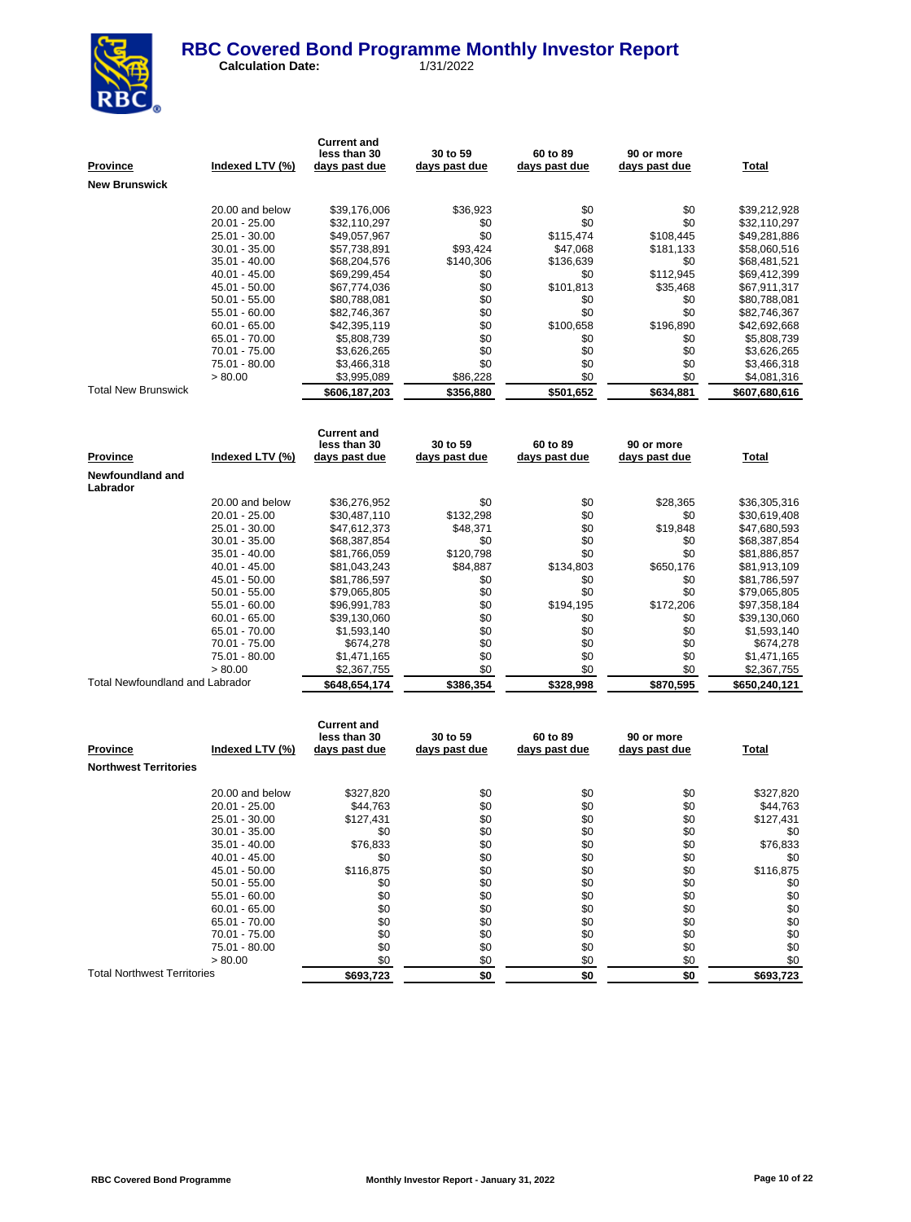# RBC Covered Bond Programme Monthly Investor Report

**Calculation Date:** 1/31/2022

| Province | Indexed LTV (%) | Current and less than 30 days past due | 30 to 59 days past due | 60 to 89 days past due | 90 or more days past due | Total |
|---|---|---|---|---|---|---|
| **New Brunswick** | | | | | | |
| | 20.00 and below | $39,176,006 | $36,923 | $0 | $0 | $39,212,928 |
| | 20.01 - 25.00 | $32,110,297 | $0 | $0 | $0 | $32,110,297 |
| | 25.01 - 30.00 | $49,057,967 | $0 | $115,474 | $108,445 | $49,281,886 |
| | 30.01 - 35.00 | $57,738,891 | $93,424 | $47,068 | $181,133 | $58,060,516 |
| | 35.01 - 40.00 | $68,204,576 | $140,306 | $136,639 | $0 | $68,481,521 |
| | 40.01 - 45.00 | $69,299,454 | $0 | $0 | $112,945 | $69,412,399 |
| | 45.01 - 50.00 | $67,774,036 | $0 | $101,813 | $35,468 | $67,911,317 |
| | 50.01 - 55.00 | $80,788,081 | $0 | $0 | $0 | $80,788,081 |
| | 55.01 - 60.00 | $82,746,367 | $0 | $0 | $0 | $82,746,367 |
| | 60.01 - 65.00 | $42,395,119 | $0 | $100,658 | $196,890 | $42,692,668 |
| | 65.01 - 70.00 | $5,808,739 | $0 | $0 | $0 | $5,808,739 |
| | 70.01 - 75.00 | $3,626,265 | $0 | $0 | $0 | $3,626,265 |
| | 75.01 - 80.00 | $3,466,318 | $0 | $0 | $0 | $3,466,318 |
| | > 80.00 | $3,995,089 | $86,228 | $0 | $0 | $4,081,316 |
| Total New Brunswick | | **$606,187,203** | **$356,880** | **$501,652** | **$634,881** | **$607,680,616** |

| Province | Indexed LTV (%) | Current and less than 30 days past due | 30 to 59 days past due | 60 to 89 days past due | 90 or more days past due | Total |
|---|---|---|---|---|---|---|
| **Newfoundland and Labrador** | | | | | | |
| | 20.00 and below | $36,276,952 | $0 | $0 | $28,365 | $36,305,316 |
| | 20.01 - 25.00 | $30,487,110 | $132,298 | $0 | $0 | $30,619,408 |
| | 25.01 - 30.00 | $47,612,373 | $48,371 | $0 | $19,848 | $47,680,593 |
| | 30.01 - 35.00 | $68,387,854 | $0 | $0 | $0 | $68,387,854 |
| | 35.01 - 40.00 | $81,766,059 | $120,798 | $0 | $0 | $81,886,857 |
| | 40.01 - 45.00 | $81,043,243 | $84,887 | $134,803 | $650,176 | $81,913,109 |
| | 45.01 - 50.00 | $81,786,597 | $0 | $0 | $0 | $81,786,597 |
| | 50.01 - 55.00 | $79,065,805 | $0 | $0 | $0 | $79,065,805 |
| | 55.01 - 60.00 | $96,991,783 | $0 | $194,195 | $172,206 | $97,358,184 |
| | 60.01 - 65.00 | $39,130,060 | $0 | $0 | $0 | $39,130,060 |
| | 65.01 - 70.00 | $1,593,140 | $0 | $0 | $0 | $1,593,140 |
| | 70.01 - 75.00 | $674,278 | $0 | $0 | $0 | $674,278 |
| | 75.01 - 80.00 | $1,471,165 | $0 | $0 | $0 | $1,471,165 |
| | > 80.00 | $2,367,755 | $0 | $0 | $0 | $2,367,755 |
| Total Newfoundland and Labrador | | **$648,654,174** | **$386,354** | **$328,998** | **$870,595** | **$650,240,121** |

| Province | Indexed LTV (%) | Current and less than 30 days past due | 30 to 59 days past due | 60 to 89 days past due | 90 or more days past due | Total |
|---|---|---|---|---|---|---|
| **Northwest Territories** | | | | | | |
| | 20.00 and below | $327,820 | $0 | $0 | $0 | $327,820 |
| | 20.01 - 25.00 | $44,763 | $0 | $0 | $0 | $44,763 |
| | 25.01 - 30.00 | $127,431 | $0 | $0 | $0 | $127,431 |
| | 30.01 - 35.00 | $0 | $0 | $0 | $0 | $0 |
| | 35.01 - 40.00 | $76,833 | $0 | $0 | $0 | $76,833 |
| | 40.01 - 45.00 | $0 | $0 | $0 | $0 | $0 |
| | 45.01 - 50.00 | $116,875 | $0 | $0 | $0 | $116,875 |
| | 50.01 - 55.00 | $0 | $0 | $0 | $0 | $0 |
| | 55.01 - 60.00 | $0 | $0 | $0 | $0 | $0 |
| | 60.01 - 65.00 | $0 | $0 | $0 | $0 | $0 |
| | 65.01 - 70.00 | $0 | $0 | $0 | $0 | $0 |
| | 70.01 - 75.00 | $0 | $0 | $0 | $0 | $0 |
| | 75.01 - 80.00 | $0 | $0 | $0 | $0 | $0 |
| | > 80.00 | $0 | $0 | $0 | $0 | $0 |
| Total Northwest Territories | | **$693,723** | **$0** | **$0** | **$0** | **$693,723** |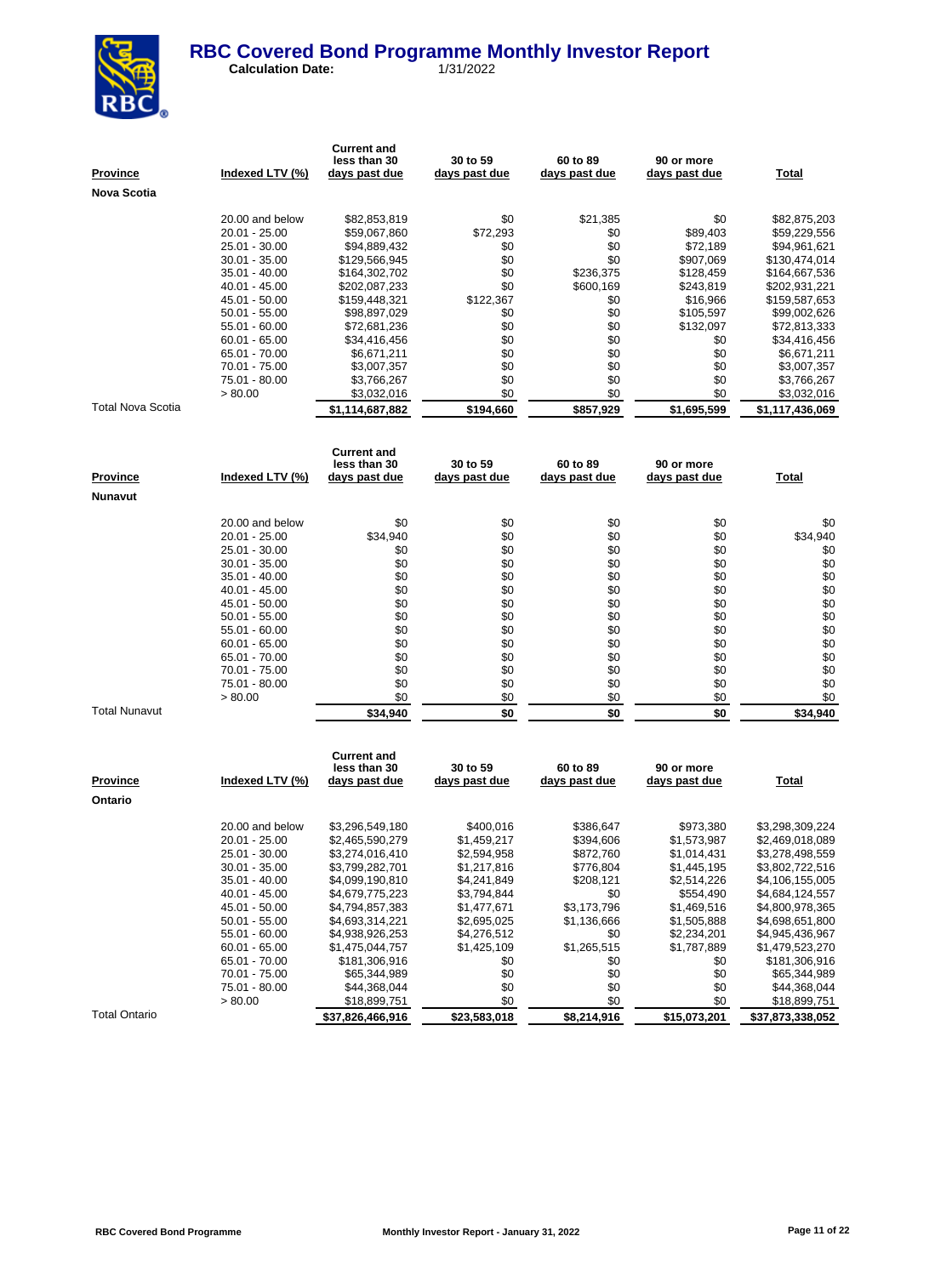# RBC Covered Bond Programme Monthly Investor Report

**Calculation Date:** 1/31/2022

| Province | Indexed LTV (%) | Current and less than 30 days past due | 30 to 59 days past due | 60 to 89 days past due | 90 or more days past due | Total |
|---|---|---|---|---|---|---|
| **Nova Scotia** | | | | | | |
| | 20.00 and below | $82,853,819 | $0 | $21,385 | $0 | $82,875,203 |
| | 20.01 - 25.00 | $59,067,860 | $72,293 | $0 | $89,403 | $59,229,556 |
| | 25.01 - 30.00 | $94,889,432 | $0 | $0 | $72,189 | $94,961,621 |
| | 30.01 - 35.00 | $129,566,945 | $0 | $0 | $907,069 | $130,474,014 |
| | 35.01 - 40.00 | $164,302,702 | $0 | $236,375 | $128,459 | $164,667,536 |
| | 40.01 - 45.00 | $202,087,233 | $0 | $600,169 | $243,819 | $202,931,221 |
| | 45.01 - 50.00 | $159,448,321 | $122,367 | $0 | $16,966 | $159,587,653 |
| | 50.01 - 55.00 | $98,897,029 | $0 | $0 | $105,597 | $99,002,626 |
| | 55.01 - 60.00 | $72,681,236 | $0 | $0 | $132,097 | $72,813,333 |
| | 60.01 - 65.00 | $34,416,456 | $0 | $0 | $0 | $34,416,456 |
| | 65.01 - 70.00 | $6,671,211 | $0 | $0 | $0 | $6,671,211 |
| | 70.01 - 75.00 | $3,007,357 | $0 | $0 | $0 | $3,007,357 |
| | 75.01 - 80.00 | $3,766,267 | $0 | $0 | $0 | $3,766,267 |
| | > 80.00 | $3,032,016 | $0 | $0 | $0 | $3,032,016 |
| Total Nova Scotia | | **$1,114,687,882** | **$194,660** | **$857,929** | **$1,695,599** | **$1,117,436,069** |

| Province | Indexed LTV (%) | Current and less than 30 days past due | 30 to 59 days past due | 60 to 89 days past due | 90 or more days past due | Total |
|---|---|---|---|---|---|---|
| **Nunavut** | | | | | | |
| | 20.00 and below | $0 | $0 | $0 | $0 | $0 |
| | 20.01 - 25.00 | $34,940 | $0 | $0 | $0 | $34,940 |
| | 25.01 - 30.00 | $0 | $0 | $0 | $0 | $0 |
| | 30.01 - 35.00 | $0 | $0 | $0 | $0 | $0 |
| | 35.01 - 40.00 | $0 | $0 | $0 | $0 | $0 |
| | 40.01 - 45.00 | $0 | $0 | $0 | $0 | $0 |
| | 45.01 - 50.00 | $0 | $0 | $0 | $0 | $0 |
| | 50.01 - 55.00 | $0 | $0 | $0 | $0 | $0 |
| | 55.01 - 60.00 | $0 | $0 | $0 | $0 | $0 |
| | 60.01 - 65.00 | $0 | $0 | $0 | $0 | $0 |
| | 65.01 - 70.00 | $0 | $0 | $0 | $0 | $0 |
| | 70.01 - 75.00 | $0 | $0 | $0 | $0 | $0 |
| | 75.01 - 80.00 | $0 | $0 | $0 | $0 | $0 |
| | > 80.00 | $0 | $0 | $0 | $0 | $0 |
| Total Nunavut | | **$34,940** | **$0** | **$0** | **$0** | **$34,940** |

| Province | Indexed LTV (%) | Current and less than 30 days past due | 30 to 59 days past due | 60 to 89 days past due | 90 or more days past due | Total |
|---|---|---|---|---|---|---|
| **Ontario** | | | | | | |
| | 20.00 and below | $3,296,549,180 | $400,016 | $386,647 | $973,380 | $3,298,309,224 |
| | 20.01 - 25.00 | $2,465,590,279 | $1,459,217 | $394,606 | $1,573,987 | $2,469,018,089 |
| | 25.01 - 30.00 | $3,274,016,410 | $2,594,958 | $872,760 | $1,014,431 | $3,278,498,559 |
| | 30.01 - 35.00 | $3,799,282,701 | $1,217,816 | $776,804 | $1,445,195 | $3,802,722,516 |
| | 35.01 - 40.00 | $4,099,190,810 | $4,241,849 | $208,121 | $2,514,226 | $4,106,155,005 |
| | 40.01 - 45.00 | $4,679,775,223 | $3,794,844 | $0 | $554,490 | $4,684,124,557 |
| | 45.01 - 50.00 | $4,794,857,383 | $1,477,671 | $3,173,796 | $1,469,516 | $4,800,978,365 |
| | 50.01 - 55.00 | $4,693,314,221 | $2,695,025 | $1,136,666 | $1,505,888 | $4,698,651,800 |
| | 55.01 - 60.00 | $4,938,926,253 | $4,276,512 | $0 | $2,234,201 | $4,945,436,967 |
| | 60.01 - 65.00 | $1,475,044,757 | $1,425,109 | $1,265,515 | $1,787,889 | $1,479,523,270 |
| | 65.01 - 70.00 | $181,306,916 | $0 | $0 | $0 | $181,306,916 |
| | 70.01 - 75.00 | $65,344,989 | $0 | $0 | $0 | $65,344,989 |
| | 75.01 - 80.00 | $44,368,044 | $0 | $0 | $0 | $44,368,044 |
| | > 80.00 | $18,899,751 | $0 | $0 | $0 | $18,899,751 |
| Total Ontario | | **$37,826,466,916** | **$23,583,018** | **$8,214,916** | **$15,073,201** | **$37,873,338,052** |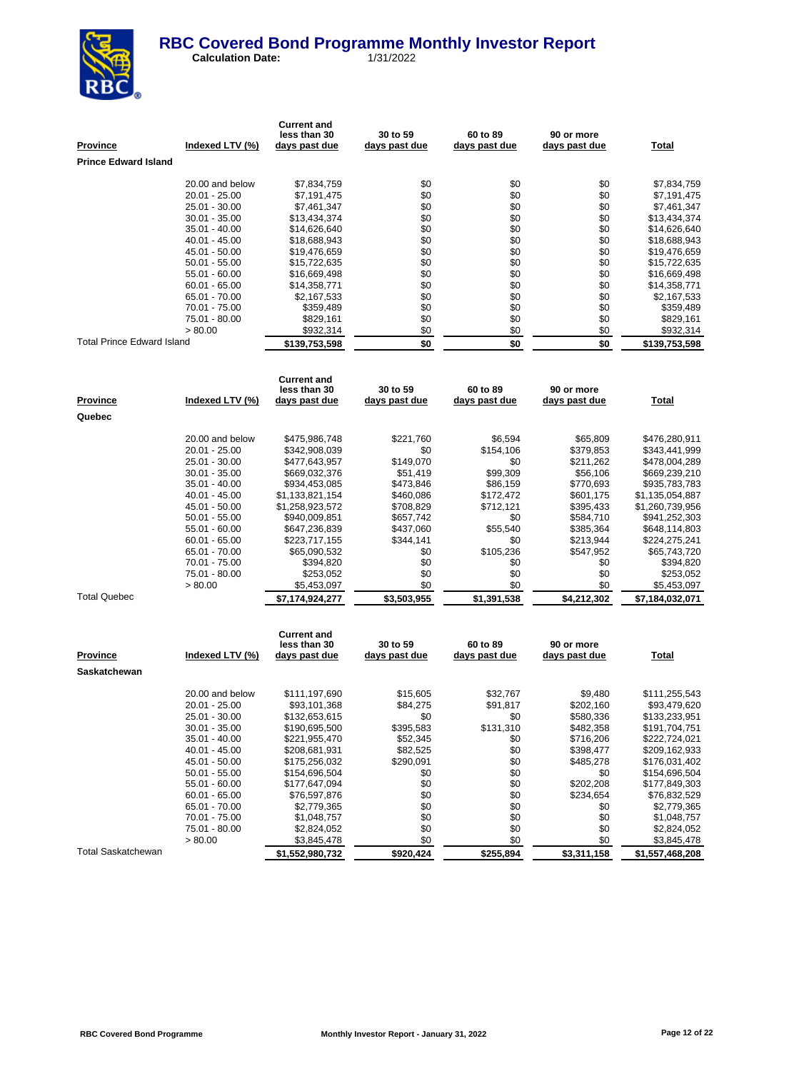# RBC Covered Bond Programme Monthly Investor Report

**Calculation Date:** 1/31/2022

| Province | Indexed LTV (%) | Current and less than 30 days past due | 30 to 59 days past due | 60 to 89 days past due | 90 or more days past due | Total |
|---|---|---|---|---|---|---|
| **Prince Edward Island** | | | | | | |
| | 20.00 and below | $7,834,759 | $0 | $0 | $0 | $7,834,759 |
| | 20.01 - 25.00 | $7,191,475 | $0 | $0 | $0 | $7,191,475 |
| | 25.01 - 30.00 | $7,461,347 | $0 | $0 | $0 | $7,461,347 |
| | 30.01 - 35.00 | $13,434,374 | $0 | $0 | $0 | $13,434,374 |
| | 35.01 - 40.00 | $14,626,640 | $0 | $0 | $0 | $14,626,640 |
| | 40.01 - 45.00 | $18,688,943 | $0 | $0 | $0 | $18,688,943 |
| | 45.01 - 50.00 | $19,476,659 | $0 | $0 | $0 | $19,476,659 |
| | 50.01 - 55.00 | $15,722,635 | $0 | $0 | $0 | $15,722,635 |
| | 55.01 - 60.00 | $16,669,498 | $0 | $0 | $0 | $16,669,498 |
| | 60.01 - 65.00 | $14,358,771 | $0 | $0 | $0 | $14,358,771 |
| | 65.01 - 70.00 | $2,167,533 | $0 | $0 | $0 | $2,167,533 |
| | 70.01 - 75.00 | $359,489 | $0 | $0 | $0 | $359,489 |
| | 75.01 - 80.00 | $829,161 | $0 | $0 | $0 | $829,161 |
| | > 80.00 | $932,314 | $0 | $0 | $0 | $932,314 |
| Total Prince Edward Island | | $139,753,598 | $0 | $0 | $0 | $139,753,598 |

| Province | Indexed LTV (%) | Current and less than 30 days past due | 30 to 59 days past due | 60 to 89 days past due | 90 or more days past due | Total |
|---|---|---|---|---|---|---|
| **Quebec** | | | | | | |
| | 20.00 and below | $475,986,748 | $221,760 | $6,594 | $65,809 | $476,280,911 |
| | 20.01 - 25.00 | $342,908,039 | $0 | $154,106 | $379,853 | $343,441,999 |
| | 25.01 - 30.00 | $477,643,957 | $149,070 | $0 | $211,262 | $478,004,289 |
| | 30.01 - 35.00 | $669,032,376 | $51,419 | $99,309 | $56,106 | $669,239,210 |
| | 35.01 - 40.00 | $934,453,085 | $473,846 | $86,159 | $770,693 | $935,783,783 |
| | 40.01 - 45.00 | $1,133,821,154 | $460,086 | $172,472 | $601,175 | $1,135,054,887 |
| | 45.01 - 50.00 | $1,258,923,572 | $708,829 | $712,121 | $395,433 | $1,260,739,956 |
| | 50.01 - 55.00 | $940,009,851 | $657,742 | $0 | $584,710 | $941,252,303 |
| | 55.01 - 60.00 | $647,236,839 | $437,060 | $55,540 | $385,364 | $648,114,803 |
| | 60.01 - 65.00 | $223,717,155 | $344,141 | $0 | $213,944 | $224,275,241 |
| | 65.01 - 70.00 | $65,090,532 | $0 | $105,236 | $547,952 | $65,743,720 |
| | 70.01 - 75.00 | $394,820 | $0 | $0 | $0 | $394,820 |
| | 75.01 - 80.00 | $253,052 | $0 | $0 | $0 | $253,052 |
| | > 80.00 | $5,453,097 | $0 | $0 | $0 | $5,453,097 |
| Total Quebec | | $7,174,924,277 | $3,503,955 | $1,391,538 | $4,212,302 | $7,184,032,071 |

| Province | Indexed LTV (%) | Current and less than 30 days past due | 30 to 59 days past due | 60 to 89 days past due | 90 or more days past due | Total |
|---|---|---|---|---|---|---|
| **Saskatchewan** | | | | | | |
| | 20.00 and below | $111,197,690 | $15,605 | $32,767 | $9,480 | $111,255,543 |
| | 20.01 - 25.00 | $93,101,368 | $84,275 | $91,817 | $202,160 | $93,479,620 |
| | 25.01 - 30.00 | $132,653,615 | $0 | $0 | $580,336 | $133,233,951 |
| | 30.01 - 35.00 | $190,695,500 | $395,583 | $131,310 | $482,358 | $191,704,751 |
| | 35.01 - 40.00 | $221,955,470 | $52,345 | $0 | $716,206 | $222,724,021 |
| | 40.01 - 45.00 | $208,681,931 | $82,525 | $0 | $398,477 | $209,162,933 |
| | 45.01 - 50.00 | $175,256,032 | $290,091 | $0 | $485,278 | $176,031,402 |
| | 50.01 - 55.00 | $154,696,504 | $0 | $0 | $0 | $154,696,504 |
| | 55.01 - 60.00 | $177,647,094 | $0 | $0 | $202,208 | $177,849,303 |
| | 60.01 - 65.00 | $76,597,876 | $0 | $0 | $234,654 | $76,832,529 |
| | 65.01 - 70.00 | $2,779,365 | $0 | $0 | $0 | $2,779,365 |
| | 70.01 - 75.00 | $1,048,757 | $0 | $0 | $0 | $1,048,757 |
| | 75.01 - 80.00 | $2,824,052 | $0 | $0 | $0 | $2,824,052 |
| | > 80.00 | $3,845,478 | $0 | $0 | $0 | $3,845,478 |
| Total Saskatchewan | | $1,552,980,732 | $920,424 | $255,894 | $3,311,158 | $1,557,468,208 |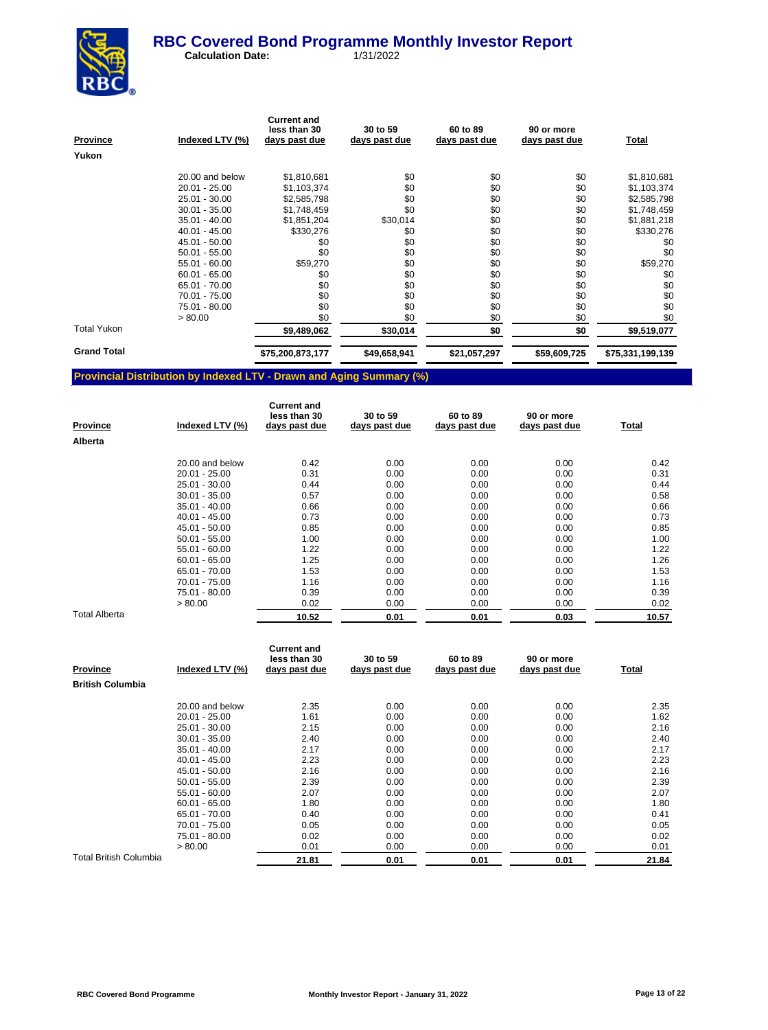# RBC Covered Bond Programme Monthly Investor Report

**Calculation Date:** 1/31/2022

| Province | Indexed LTV (%) | Current and less than 30 days past due | 30 to 59 days past due | 60 to 89 days past due | 90 or more days past due | Total |
|---|---|---|---|---|---|---|
| **Yukon** | | | | | | |
| | 20.00 and below | $1,810,681 | $0 | $0 | $0 | $1,810,681 |
| | 20.01 - 25.00 | $1,103,374 | $0 | $0 | $0 | $1,103,374 |
| | 25.01 - 30.00 | $2,585,798 | $0 | $0 | $0 | $2,585,798 |
| | 30.01 - 35.00 | $1,748,459 | $0 | $0 | $0 | $1,748,459 |
| | 35.01 - 40.00 | $1,851,204 | $30,014 | $0 | $0 | $1,881,218 |
| | 40.01 - 45.00 | $330,276 | $0 | $0 | $0 | $330,276 |
| | 45.01 - 50.00 | $0 | $0 | $0 | $0 | $0 |
| | 50.01 - 55.00 | $0 | $0 | $0 | $0 | $0 |
| | 55.01 - 60.00 | $59,270 | $0 | $0 | $0 | $59,270 |
| | 60.01 - 65.00 | $0 | $0 | $0 | $0 | $0 |
| | 65.01 - 70.00 | $0 | $0 | $0 | $0 | $0 |
| | 70.01 - 75.00 | $0 | $0 | $0 | $0 | $0 |
| | 75.01 - 80.00 | $0 | $0 | $0 | $0 | $0 |
| | > 80.00 | $0 | $0 | $0 | $0 | $0 |
| Total Yukon | | **$9,489,062** | **$30,014** | **$0** | **$0** | **$9,519,077** |
| **Grand Total** | | **$75,200,873,177** | **$49,658,941** | **$21,057,297** | **$59,609,725** | **$75,331,199,139** |

## Provincial Distribution by Indexed LTV - Drawn and Aging Summary (%)

| Province | Indexed LTV (%) | Current and less than 30 days past due | 30 to 59 days past due | 60 to 89 days past due | 90 or more days past due | Total |
|---|---|---|---|---|---|---|
| **Alberta** | | | | | | |
| | 20.00 and below | 0.42 | 0.00 | 0.00 | 0.00 | 0.42 |
| | 20.01 - 25.00 | 0.31 | 0.00 | 0.00 | 0.00 | 0.31 |
| | 25.01 - 30.00 | 0.44 | 0.00 | 0.00 | 0.00 | 0.44 |
| | 30.01 - 35.00 | 0.57 | 0.00 | 0.00 | 0.00 | 0.58 |
| | 35.01 - 40.00 | 0.66 | 0.00 | 0.00 | 0.00 | 0.66 |
| | 40.01 - 45.00 | 0.73 | 0.00 | 0.00 | 0.00 | 0.73 |
| | 45.01 - 50.00 | 0.85 | 0.00 | 0.00 | 0.00 | 0.85 |
| | 50.01 - 55.00 | 1.00 | 0.00 | 0.00 | 0.00 | 1.00 |
| | 55.01 - 60.00 | 1.22 | 0.00 | 0.00 | 0.00 | 1.22 |
| | 60.01 - 65.00 | 1.25 | 0.00 | 0.00 | 0.00 | 1.26 |
| | 65.01 - 70.00 | 1.53 | 0.00 | 0.00 | 0.00 | 1.53 |
| | 70.01 - 75.00 | 1.16 | 0.00 | 0.00 | 0.00 | 1.16 |
| | 75.01 - 80.00 | 0.39 | 0.00 | 0.00 | 0.00 | 0.39 |
| | > 80.00 | 0.02 | 0.00 | 0.00 | 0.00 | 0.02 |
| Total Alberta | | **10.52** | **0.01** | **0.01** | **0.03** | **10.57** |

| Province | Indexed LTV (%) | Current and less than 30 days past due | 30 to 59 days past due | 60 to 89 days past due | 90 or more days past due | Total |
|---|---|---|---|---|---|---|
| **British Columbia** | | | | | | |
| | 20.00 and below | 2.35 | 0.00 | 0.00 | 0.00 | 2.35 |
| | 20.01 - 25.00 | 1.61 | 0.00 | 0.00 | 0.00 | 1.62 |
| | 25.01 - 30.00 | 2.15 | 0.00 | 0.00 | 0.00 | 2.16 |
| | 30.01 - 35.00 | 2.40 | 0.00 | 0.00 | 0.00 | 2.40 |
| | 35.01 - 40.00 | 2.17 | 0.00 | 0.00 | 0.00 | 2.17 |
| | 40.01 - 45.00 | 2.23 | 0.00 | 0.00 | 0.00 | 2.23 |
| | 45.01 - 50.00 | 2.16 | 0.00 | 0.00 | 0.00 | 2.16 |
| | 50.01 - 55.00 | 2.39 | 0.00 | 0.00 | 0.00 | 2.39 |
| | 55.01 - 60.00 | 2.07 | 0.00 | 0.00 | 0.00 | 2.07 |
| | 60.01 - 65.00 | 1.80 | 0.00 | 0.00 | 0.00 | 1.80 |
| | 65.01 - 70.00 | 0.40 | 0.00 | 0.00 | 0.00 | 0.41 |
| | 70.01 - 75.00 | 0.05 | 0.00 | 0.00 | 0.00 | 0.05 |
| | 75.01 - 80.00 | 0.02 | 0.00 | 0.00 | 0.00 | 0.02 |
| | > 80.00 | 0.01 | 0.00 | 0.00 | 0.00 | 0.01 |
| Total British Columbia | | **21.81** | **0.01** | **0.01** | **0.01** | **21.84** |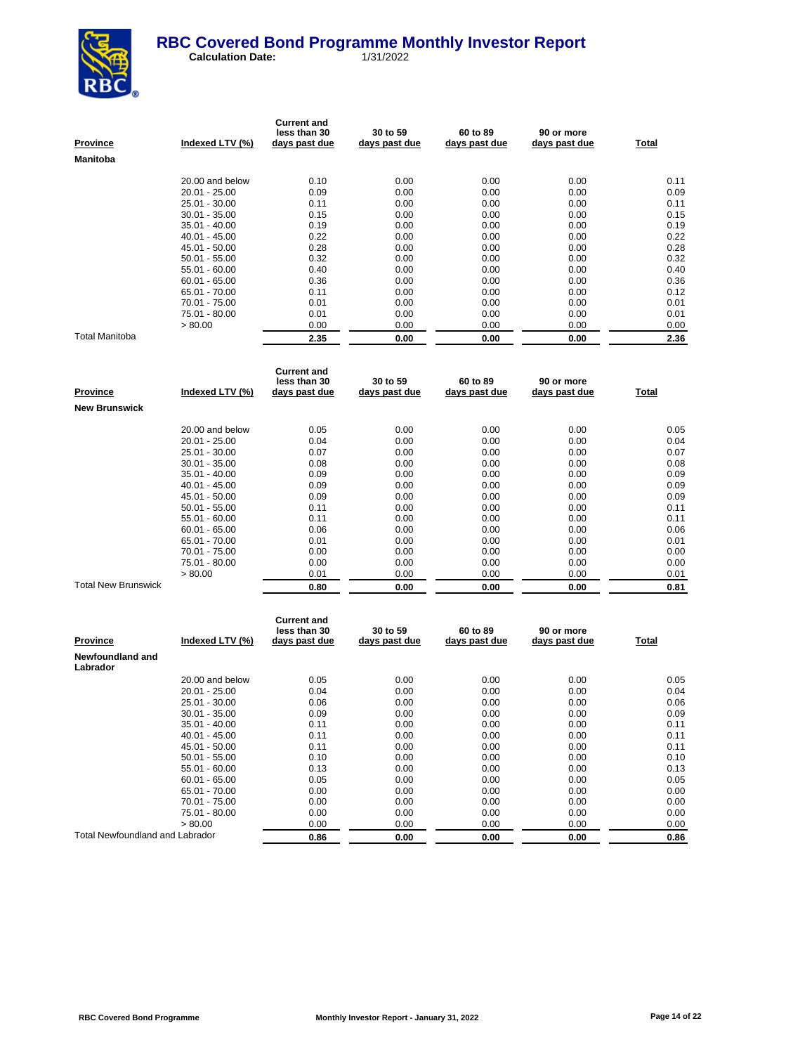# RBC Covered Bond Programme Monthly Investor Report

**Calculation Date:** 1/31/2022

| Province | Indexed LTV (%) | Current and less than 30 days past due | 30 to 59 days past due | 60 to 89 days past due | 90 or more days past due | Total |
|---|---|---|---|---|---|---|
| **Manitoba** | | | | | | |
| | 20.00 and below | 0.10 | 0.00 | 0.00 | 0.00 | 0.11 |
| | 20.01 - 25.00 | 0.09 | 0.00 | 0.00 | 0.00 | 0.09 |
| | 25.01 - 30.00 | 0.11 | 0.00 | 0.00 | 0.00 | 0.11 |
| | 30.01 - 35.00 | 0.15 | 0.00 | 0.00 | 0.00 | 0.15 |
| | 35.01 - 40.00 | 0.19 | 0.00 | 0.00 | 0.00 | 0.19 |
| | 40.01 - 45.00 | 0.22 | 0.00 | 0.00 | 0.00 | 0.22 |
| | 45.01 - 50.00 | 0.28 | 0.00 | 0.00 | 0.00 | 0.28 |
| | 50.01 - 55.00 | 0.32 | 0.00 | 0.00 | 0.00 | 0.32 |
| | 55.01 - 60.00 | 0.40 | 0.00 | 0.00 | 0.00 | 0.40 |
| | 60.01 - 65.00 | 0.36 | 0.00 | 0.00 | 0.00 | 0.36 |
| | 65.01 - 70.00 | 0.11 | 0.00 | 0.00 | 0.00 | 0.12 |
| | 70.01 - 75.00 | 0.01 | 0.00 | 0.00 | 0.00 | 0.01 |
| | 75.01 - 80.00 | 0.01 | 0.00 | 0.00 | 0.00 | 0.01 |
| | > 80.00 | 0.00 | 0.00 | 0.00 | 0.00 | 0.00 |
| Total Manitoba | | **2.35** | **0.00** | **0.00** | **0.00** | **2.36** |

| Province | Indexed LTV (%) | Current and less than 30 days past due | 30 to 59 days past due | 60 to 89 days past due | 90 or more days past due | Total |
|---|---|---|---|---|---|---|
| **New Brunswick** | | | | | | |
| | 20.00 and below | 0.05 | 0.00 | 0.00 | 0.00 | 0.05 |
| | 20.01 - 25.00 | 0.04 | 0.00 | 0.00 | 0.00 | 0.04 |
| | 25.01 - 30.00 | 0.07 | 0.00 | 0.00 | 0.00 | 0.07 |
| | 30.01 - 35.00 | 0.08 | 0.00 | 0.00 | 0.00 | 0.08 |
| | 35.01 - 40.00 | 0.09 | 0.00 | 0.00 | 0.00 | 0.09 |
| | 40.01 - 45.00 | 0.09 | 0.00 | 0.00 | 0.00 | 0.09 |
| | 45.01 - 50.00 | 0.09 | 0.00 | 0.00 | 0.00 | 0.09 |
| | 50.01 - 55.00 | 0.11 | 0.00 | 0.00 | 0.00 | 0.11 |
| | 55.01 - 60.00 | 0.11 | 0.00 | 0.00 | 0.00 | 0.11 |
| | 60.01 - 65.00 | 0.06 | 0.00 | 0.00 | 0.00 | 0.06 |
| | 65.01 - 70.00 | 0.01 | 0.00 | 0.00 | 0.00 | 0.01 |
| | 70.01 - 75.00 | 0.00 | 0.00 | 0.00 | 0.00 | 0.00 |
| | 75.01 - 80.00 | 0.00 | 0.00 | 0.00 | 0.00 | 0.00 |
| | > 80.00 | 0.01 | 0.00 | 0.00 | 0.00 | 0.01 |
| Total New Brunswick | | **0.80** | **0.00** | **0.00** | **0.00** | **0.81** |

| Province | Indexed LTV (%) | Current and less than 30 days past due | 30 to 59 days past due | 60 to 89 days past due | 90 or more days past due | Total |
|---|---|---|---|---|---|---|
| **Newfoundland and Labrador** | | | | | | |
| | 20.00 and below | 0.05 | 0.00 | 0.00 | 0.00 | 0.05 |
| | 20.01 - 25.00 | 0.04 | 0.00 | 0.00 | 0.00 | 0.04 |
| | 25.01 - 30.00 | 0.06 | 0.00 | 0.00 | 0.00 | 0.06 |
| | 30.01 - 35.00 | 0.09 | 0.00 | 0.00 | 0.00 | 0.09 |
| | 35.01 - 40.00 | 0.11 | 0.00 | 0.00 | 0.00 | 0.11 |
| | 40.01 - 45.00 | 0.11 | 0.00 | 0.00 | 0.00 | 0.11 |
| | 45.01 - 50.00 | 0.11 | 0.00 | 0.00 | 0.00 | 0.11 |
| | 50.01 - 55.00 | 0.10 | 0.00 | 0.00 | 0.00 | 0.10 |
| | 55.01 - 60.00 | 0.13 | 0.00 | 0.00 | 0.00 | 0.13 |
| | 60.01 - 65.00 | 0.05 | 0.00 | 0.00 | 0.00 | 0.05 |
| | 65.01 - 70.00 | 0.00 | 0.00 | 0.00 | 0.00 | 0.00 |
| | 70.01 - 75.00 | 0.00 | 0.00 | 0.00 | 0.00 | 0.00 |
| | 75.01 - 80.00 | 0.00 | 0.00 | 0.00 | 0.00 | 0.00 |
| | > 80.00 | 0.00 | 0.00 | 0.00 | 0.00 | 0.00 |
| Total Newfoundland and Labrador | | **0.86** | **0.00** | **0.00** | **0.00** | **0.86** |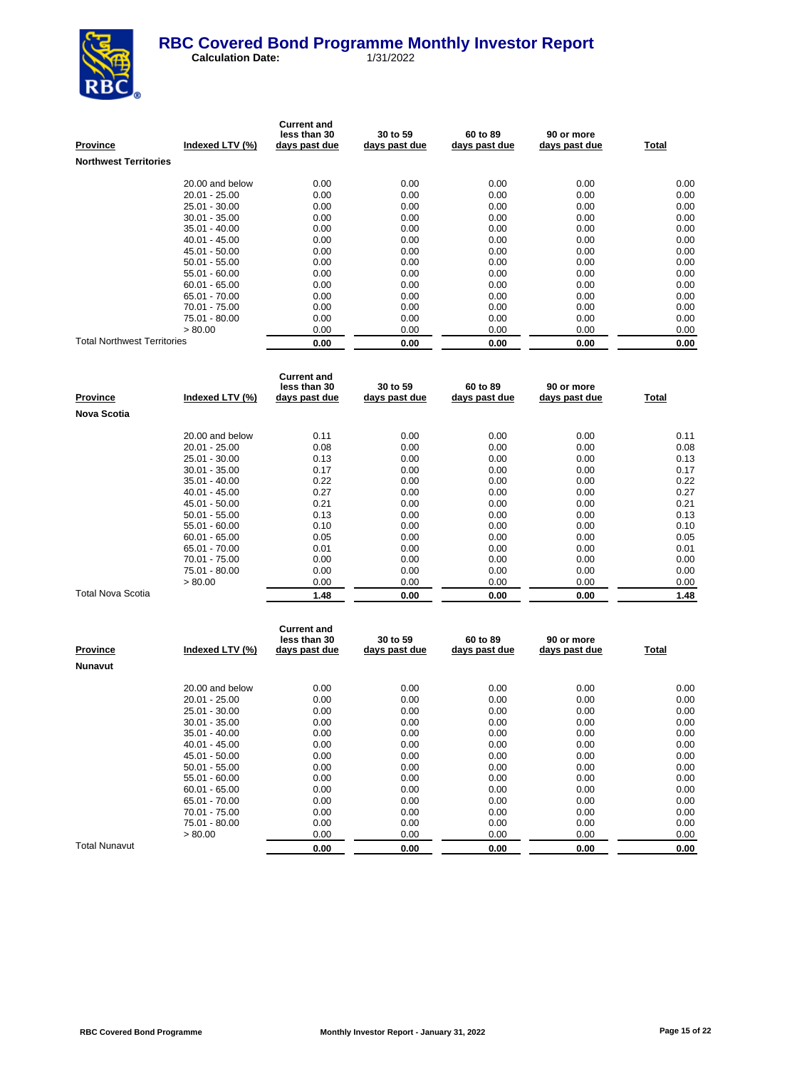# RBC Covered Bond Programme Monthly Investor Report

**Calculation Date:** 1/31/2022

| Province | Indexed LTV (%) | Current and less than 30 days past due | 30 to 59 days past due | 60 to 89 days past due | 90 or more days past due | Total |
|---|---|---|---|---|---|---|
| **Northwest Territories** | | | | | | |
| | 20.00 and below | 0.00 | 0.00 | 0.00 | 0.00 | 0.00 |
| | 20.01 - 25.00 | 0.00 | 0.00 | 0.00 | 0.00 | 0.00 |
| | 25.01 - 30.00 | 0.00 | 0.00 | 0.00 | 0.00 | 0.00 |
| | 30.01 - 35.00 | 0.00 | 0.00 | 0.00 | 0.00 | 0.00 |
| | 35.01 - 40.00 | 0.00 | 0.00 | 0.00 | 0.00 | 0.00 |
| | 40.01 - 45.00 | 0.00 | 0.00 | 0.00 | 0.00 | 0.00 |
| | 45.01 - 50.00 | 0.00 | 0.00 | 0.00 | 0.00 | 0.00 |
| | 50.01 - 55.00 | 0.00 | 0.00 | 0.00 | 0.00 | 0.00 |
| | 55.01 - 60.00 | 0.00 | 0.00 | 0.00 | 0.00 | 0.00 |
| | 60.01 - 65.00 | 0.00 | 0.00 | 0.00 | 0.00 | 0.00 |
| | 65.01 - 70.00 | 0.00 | 0.00 | 0.00 | 0.00 | 0.00 |
| | 70.01 - 75.00 | 0.00 | 0.00 | 0.00 | 0.00 | 0.00 |
| | 75.01 - 80.00 | 0.00 | 0.00 | 0.00 | 0.00 | 0.00 |
| | > 80.00 | 0.00 | 0.00 | 0.00 | 0.00 | 0.00 |
| Total Northwest Territories | | **0.00** | **0.00** | **0.00** | **0.00** | **0.00** |

| Province | Indexed LTV (%) | Current and less than 30 days past due | 30 to 59 days past due | 60 to 89 days past due | 90 or more days past due | Total |
|---|---|---|---|---|---|---|
| **Nova Scotia** | | | | | | |
| | 20.00 and below | 0.11 | 0.00 | 0.00 | 0.00 | 0.11 |
| | 20.01 - 25.00 | 0.08 | 0.00 | 0.00 | 0.00 | 0.08 |
| | 25.01 - 30.00 | 0.13 | 0.00 | 0.00 | 0.00 | 0.13 |
| | 30.01 - 35.00 | 0.17 | 0.00 | 0.00 | 0.00 | 0.17 |
| | 35.01 - 40.00 | 0.22 | 0.00 | 0.00 | 0.00 | 0.22 |
| | 40.01 - 45.00 | 0.27 | 0.00 | 0.00 | 0.00 | 0.27 |
| | 45.01 - 50.00 | 0.21 | 0.00 | 0.00 | 0.00 | 0.21 |
| | 50.01 - 55.00 | 0.13 | 0.00 | 0.00 | 0.00 | 0.13 |
| | 55.01 - 60.00 | 0.10 | 0.00 | 0.00 | 0.00 | 0.10 |
| | 60.01 - 65.00 | 0.05 | 0.00 | 0.00 | 0.00 | 0.05 |
| | 65.01 - 70.00 | 0.01 | 0.00 | 0.00 | 0.00 | 0.01 |
| | 70.01 - 75.00 | 0.00 | 0.00 | 0.00 | 0.00 | 0.00 |
| | 75.01 - 80.00 | 0.00 | 0.00 | 0.00 | 0.00 | 0.00 |
| | > 80.00 | 0.00 | 0.00 | 0.00 | 0.00 | 0.00 |
| Total Nova Scotia | | **1.48** | **0.00** | **0.00** | **0.00** | **1.48** |

| Province | Indexed LTV (%) | Current and less than 30 days past due | 30 to 59 days past due | 60 to 89 days past due | 90 or more days past due | Total |
|---|---|---|---|---|---|---|
| **Nunavut** | | | | | | |
| | 20.00 and below | 0.00 | 0.00 | 0.00 | 0.00 | 0.00 |
| | 20.01 - 25.00 | 0.00 | 0.00 | 0.00 | 0.00 | 0.00 |
| | 25.01 - 30.00 | 0.00 | 0.00 | 0.00 | 0.00 | 0.00 |
| | 30.01 - 35.00 | 0.00 | 0.00 | 0.00 | 0.00 | 0.00 |
| | 35.01 - 40.00 | 0.00 | 0.00 | 0.00 | 0.00 | 0.00 |
| | 40.01 - 45.00 | 0.00 | 0.00 | 0.00 | 0.00 | 0.00 |
| | 45.01 - 50.00 | 0.00 | 0.00 | 0.00 | 0.00 | 0.00 |
| | 50.01 - 55.00 | 0.00 | 0.00 | 0.00 | 0.00 | 0.00 |
| | 55.01 - 60.00 | 0.00 | 0.00 | 0.00 | 0.00 | 0.00 |
| | 60.01 - 65.00 | 0.00 | 0.00 | 0.00 | 0.00 | 0.00 |
| | 65.01 - 70.00 | 0.00 | 0.00 | 0.00 | 0.00 | 0.00 |
| | 70.01 - 75.00 | 0.00 | 0.00 | 0.00 | 0.00 | 0.00 |
| | 75.01 - 80.00 | 0.00 | 0.00 | 0.00 | 0.00 | 0.00 |
| | > 80.00 | 0.00 | 0.00 | 0.00 | 0.00 | 0.00 |
| Total Nunavut | | **0.00** | **0.00** | **0.00** | **0.00** | **0.00** |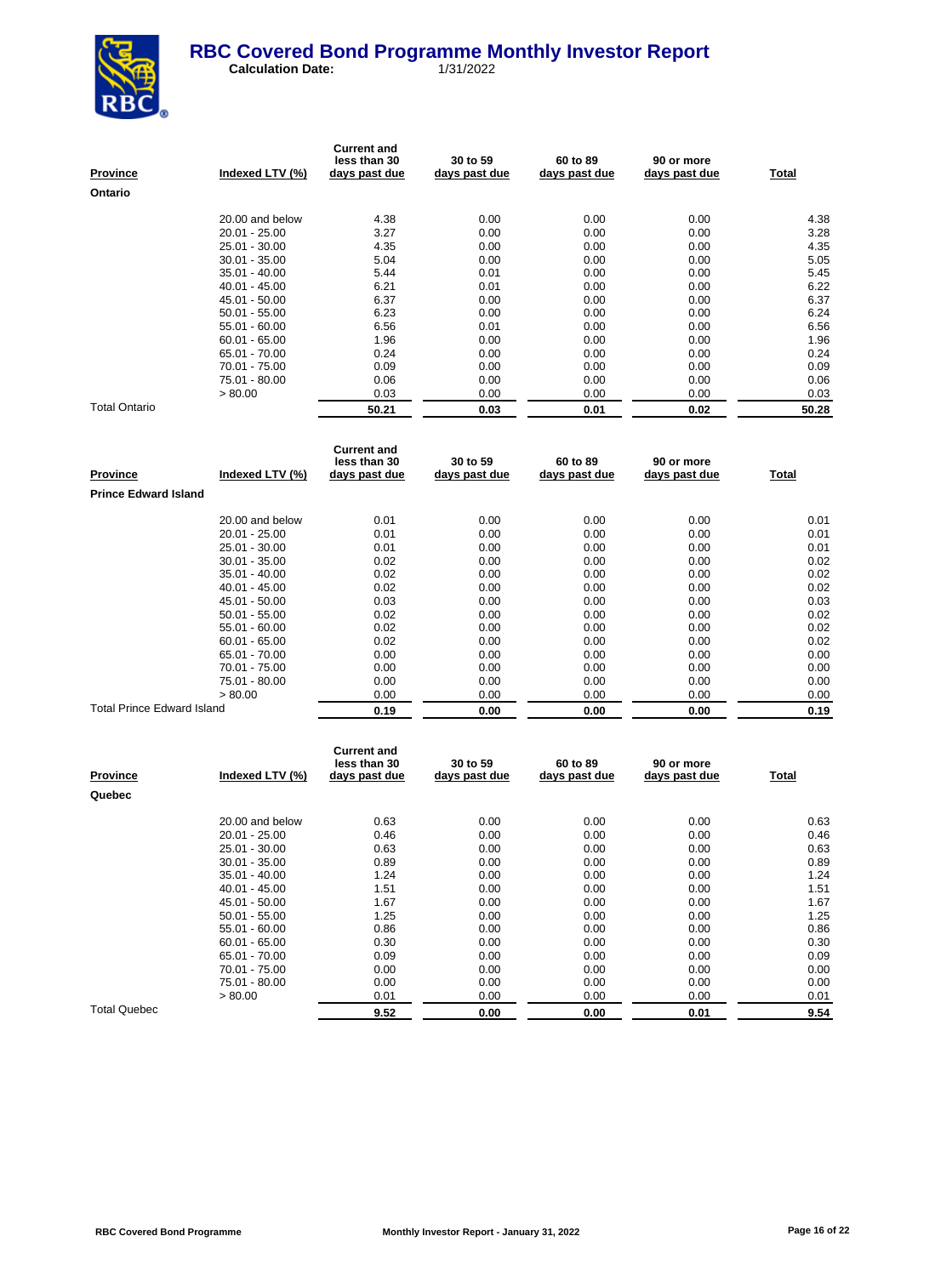# RBC Covered Bond Programme Monthly Investor Report

**Calculation Date:** 1/31/2022

| Province | Indexed LTV (%) | Current and less than 30 days past due | 30 to 59 days past due | 60 to 89 days past due | 90 or more days past due | Total |
|---|---|---|---|---|---|---|
| **Ontario** | | | | | | |
| | 20.00 and below | 4.38 | 0.00 | 0.00 | 0.00 | 4.38 |
| | 20.01 - 25.00 | 3.27 | 0.00 | 0.00 | 0.00 | 3.28 |
| | 25.01 - 30.00 | 4.35 | 0.00 | 0.00 | 0.00 | 4.35 |
| | 30.01 - 35.00 | 5.04 | 0.00 | 0.00 | 0.00 | 5.05 |
| | 35.01 - 40.00 | 5.44 | 0.01 | 0.00 | 0.00 | 5.45 |
| | 40.01 - 45.00 | 6.21 | 0.01 | 0.00 | 0.00 | 6.22 |
| | 45.01 - 50.00 | 6.37 | 0.00 | 0.00 | 0.00 | 6.37 |
| | 50.01 - 55.00 | 6.23 | 0.00 | 0.00 | 0.00 | 6.24 |
| | 55.01 - 60.00 | 6.56 | 0.01 | 0.00 | 0.00 | 6.56 |
| | 60.01 - 65.00 | 1.96 | 0.00 | 0.00 | 0.00 | 1.96 |
| | 65.01 - 70.00 | 0.24 | 0.00 | 0.00 | 0.00 | 0.24 |
| | 70.01 - 75.00 | 0.09 | 0.00 | 0.00 | 0.00 | 0.09 |
| | 75.01 - 80.00 | 0.06 | 0.00 | 0.00 | 0.00 | 0.06 |
| | > 80.00 | 0.03 | 0.00 | 0.00 | 0.00 | 0.03 |
| Total Ontario | | **50.21** | **0.03** | **0.01** | **0.02** | **50.28** |

| Province | Indexed LTV (%) | Current and less than 30 days past due | 30 to 59 days past due | 60 to 89 days past due | 90 or more days past due | Total |
|---|---|---|---|---|---|---|
| **Prince Edward Island** | | | | | | |
| | 20.00 and below | 0.01 | 0.00 | 0.00 | 0.00 | 0.01 |
| | 20.01 - 25.00 | 0.01 | 0.00 | 0.00 | 0.00 | 0.01 |
| | 25.01 - 30.00 | 0.01 | 0.00 | 0.00 | 0.00 | 0.01 |
| | 30.01 - 35.00 | 0.02 | 0.00 | 0.00 | 0.00 | 0.02 |
| | 35.01 - 40.00 | 0.02 | 0.00 | 0.00 | 0.00 | 0.02 |
| | 40.01 - 45.00 | 0.02 | 0.00 | 0.00 | 0.00 | 0.02 |
| | 45.01 - 50.00 | 0.03 | 0.00 | 0.00 | 0.00 | 0.03 |
| | 50.01 - 55.00 | 0.02 | 0.00 | 0.00 | 0.00 | 0.02 |
| | 55.01 - 60.00 | 0.02 | 0.00 | 0.00 | 0.00 | 0.02 |
| | 60.01 - 65.00 | 0.02 | 0.00 | 0.00 | 0.00 | 0.02 |
| | 65.01 - 70.00 | 0.00 | 0.00 | 0.00 | 0.00 | 0.00 |
| | 70.01 - 75.00 | 0.00 | 0.00 | 0.00 | 0.00 | 0.00 |
| | 75.01 - 80.00 | 0.00 | 0.00 | 0.00 | 0.00 | 0.00 |
| | > 80.00 | 0.00 | 0.00 | 0.00 | 0.00 | 0.00 |
| Total Prince Edward Island | | **0.19** | **0.00** | **0.00** | **0.00** | **0.19** |

| Province | Indexed LTV (%) | Current and less than 30 days past due | 30 to 59 days past due | 60 to 89 days past due | 90 or more days past due | Total |
|---|---|---|---|---|---|---|
| **Quebec** | | | | | | |
| | 20.00 and below | 0.63 | 0.00 | 0.00 | 0.00 | 0.63 |
| | 20.01 - 25.00 | 0.46 | 0.00 | 0.00 | 0.00 | 0.46 |
| | 25.01 - 30.00 | 0.63 | 0.00 | 0.00 | 0.00 | 0.63 |
| | 30.01 - 35.00 | 0.89 | 0.00 | 0.00 | 0.00 | 0.89 |
| | 35.01 - 40.00 | 1.24 | 0.00 | 0.00 | 0.00 | 1.24 |
| | 40.01 - 45.00 | 1.51 | 0.00 | 0.00 | 0.00 | 1.51 |
| | 45.01 - 50.00 | 1.67 | 0.00 | 0.00 | 0.00 | 1.67 |
| | 50.01 - 55.00 | 1.25 | 0.00 | 0.00 | 0.00 | 1.25 |
| | 55.01 - 60.00 | 0.86 | 0.00 | 0.00 | 0.00 | 0.86 |
| | 60.01 - 65.00 | 0.30 | 0.00 | 0.00 | 0.00 | 0.30 |
| | 65.01 - 70.00 | 0.09 | 0.00 | 0.00 | 0.00 | 0.09 |
| | 70.01 - 75.00 | 0.00 | 0.00 | 0.00 | 0.00 | 0.00 |
| | 75.01 - 80.00 | 0.00 | 0.00 | 0.00 | 0.00 | 0.00 |
| | > 80.00 | 0.01 | 0.00 | 0.00 | 0.00 | 0.01 |
| Total Quebec | | **9.52** | **0.00** | **0.00** | **0.01** | **9.54** |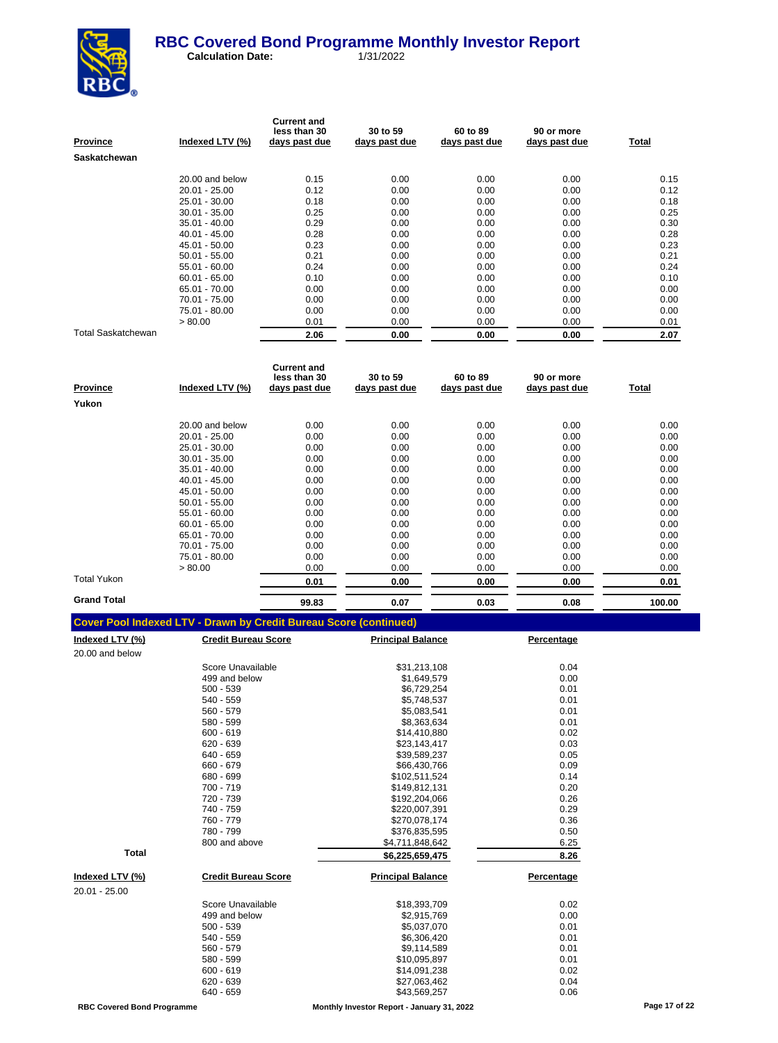# RBC Covered Bond Programme Monthly Investor Report

**Calculation Date:** 1/31/2022

| Province | Indexed LTV (%) | Current and less than 30 days past due | 30 to 59 days past due | 60 to 89 days past due | 90 or more days past due | Total |
|---|---|---|---|---|---|---|
| **Saskatchewan** | | | | | | |
| | 20.00 and below | 0.15 | 0.00 | 0.00 | 0.00 | 0.15 |
| | 20.01 - 25.00 | 0.12 | 0.00 | 0.00 | 0.00 | 0.12 |
| | 25.01 - 30.00 | 0.18 | 0.00 | 0.00 | 0.00 | 0.18 |
| | 30.01 - 35.00 | 0.25 | 0.00 | 0.00 | 0.00 | 0.25 |
| | 35.01 - 40.00 | 0.29 | 0.00 | 0.00 | 0.00 | 0.30 |
| | 40.01 - 45.00 | 0.28 | 0.00 | 0.00 | 0.00 | 0.28 |
| | 45.01 - 50.00 | 0.23 | 0.00 | 0.00 | 0.00 | 0.23 |
| | 50.01 - 55.00 | 0.21 | 0.00 | 0.00 | 0.00 | 0.21 |
| | 55.01 - 60.00 | 0.24 | 0.00 | 0.00 | 0.00 | 0.24 |
| | 60.01 - 65.00 | 0.10 | 0.00 | 0.00 | 0.00 | 0.10 |
| | 65.01 - 70.00 | 0.00 | 0.00 | 0.00 | 0.00 | 0.00 |
| | 70.01 - 75.00 | 0.00 | 0.00 | 0.00 | 0.00 | 0.00 |
| | 75.01 - 80.00 | 0.00 | 0.00 | 0.00 | 0.00 | 0.00 |
| | > 80.00 | 0.01 | 0.00 | 0.00 | 0.00 | 0.01 |
| Total Saskatchewan | | **2.06** | **0.00** | **0.00** | **0.00** | **2.07** |

| Province | Indexed LTV (%) | Current and less than 30 days past due | 30 to 59 days past due | 60 to 89 days past due | 90 or more days past due | Total |
|---|---|---|---|---|---|---|
| **Yukon** | | | | | | |
| | 20.00 and below | 0.00 | 0.00 | 0.00 | 0.00 | 0.00 |
| | 20.01 - 25.00 | 0.00 | 0.00 | 0.00 | 0.00 | 0.00 |
| | 25.01 - 30.00 | 0.00 | 0.00 | 0.00 | 0.00 | 0.00 |
| | 30.01 - 35.00 | 0.00 | 0.00 | 0.00 | 0.00 | 0.00 |
| | 35.01 - 40.00 | 0.00 | 0.00 | 0.00 | 0.00 | 0.00 |
| | 40.01 - 45.00 | 0.00 | 0.00 | 0.00 | 0.00 | 0.00 |
| | 45.01 - 50.00 | 0.00 | 0.00 | 0.00 | 0.00 | 0.00 |
| | 50.01 - 55.00 | 0.00 | 0.00 | 0.00 | 0.00 | 0.00 |
| | 55.01 - 60.00 | 0.00 | 0.00 | 0.00 | 0.00 | 0.00 |
| | 60.01 - 65.00 | 0.00 | 0.00 | 0.00 | 0.00 | 0.00 |
| | 65.01 - 70.00 | 0.00 | 0.00 | 0.00 | 0.00 | 0.00 |
| | 70.01 - 75.00 | 0.00 | 0.00 | 0.00 | 0.00 | 0.00 |
| | 75.01 - 80.00 | 0.00 | 0.00 | 0.00 | 0.00 | 0.00 |
| | > 80.00 | 0.00 | 0.00 | 0.00 | 0.00 | 0.00 |
| Total Yukon | | **0.01** | **0.00** | **0.00** | **0.00** | **0.01** |
| **Grand Total** | | **99.83** | **0.07** | **0.03** | **0.08** | **100.00** |

## Cover Pool Indexed LTV - Drawn by Credit Bureau Score (continued)

| Indexed LTV (%) | Credit Bureau Score | Principal Balance | Percentage |
|---|---|---|---|
| 20.00 and below | | | |
| | Score Unavailable | $31,213,108 | 0.04 |
| | 499 and below | $1,649,579 | 0.00 |
| | 500 - 539 | $6,729,254 | 0.01 |
| | 540 - 559 | $5,748,537 | 0.01 |
| | 560 - 579 | $5,083,541 | 0.01 |
| | 580 - 599 | $8,363,634 | 0.01 |
| | 600 - 619 | $14,410,880 | 0.02 |
| | 620 - 639 | $23,143,417 | 0.03 |
| | 640 - 659 | $39,589,237 | 0.05 |
| | 660 - 679 | $66,430,766 | 0.09 |
| | 680 - 699 | $102,511,524 | 0.14 |
| | 700 - 719 | $149,812,131 | 0.20 |
| | 720 - 739 | $192,204,066 | 0.26 |
| | 740 - 759 | $220,007,391 | 0.29 |
| | 760 - 779 | $270,078,174 | 0.36 |
| | 780 - 799 | $376,835,595 | 0.50 |
| | 800 and above | $4,711,848,642 | 6.25 |
| **Total** | | **$6,225,659,475** | **8.26** |

| Indexed LTV (%) | Credit Bureau Score | Principal Balance | Percentage |
|---|---|---|---|
| 20.01 - 25.00 | | | |
| | Score Unavailable | $18,393,709 | 0.02 |
| | 499 and below | $2,915,769 | 0.00 |
| | 500 - 539 | $5,037,070 | 0.01 |
| | 540 - 559 | $6,306,420 | 0.01 |
| | 560 - 579 | $9,114,589 | 0.01 |
| | 580 - 599 | $10,095,897 | 0.01 |
| | 600 - 619 | $14,091,238 | 0.02 |
| | 620 - 639 | $27,063,462 | 0.04 |
| | 640 - 659 | $43,569,257 | 0.06 |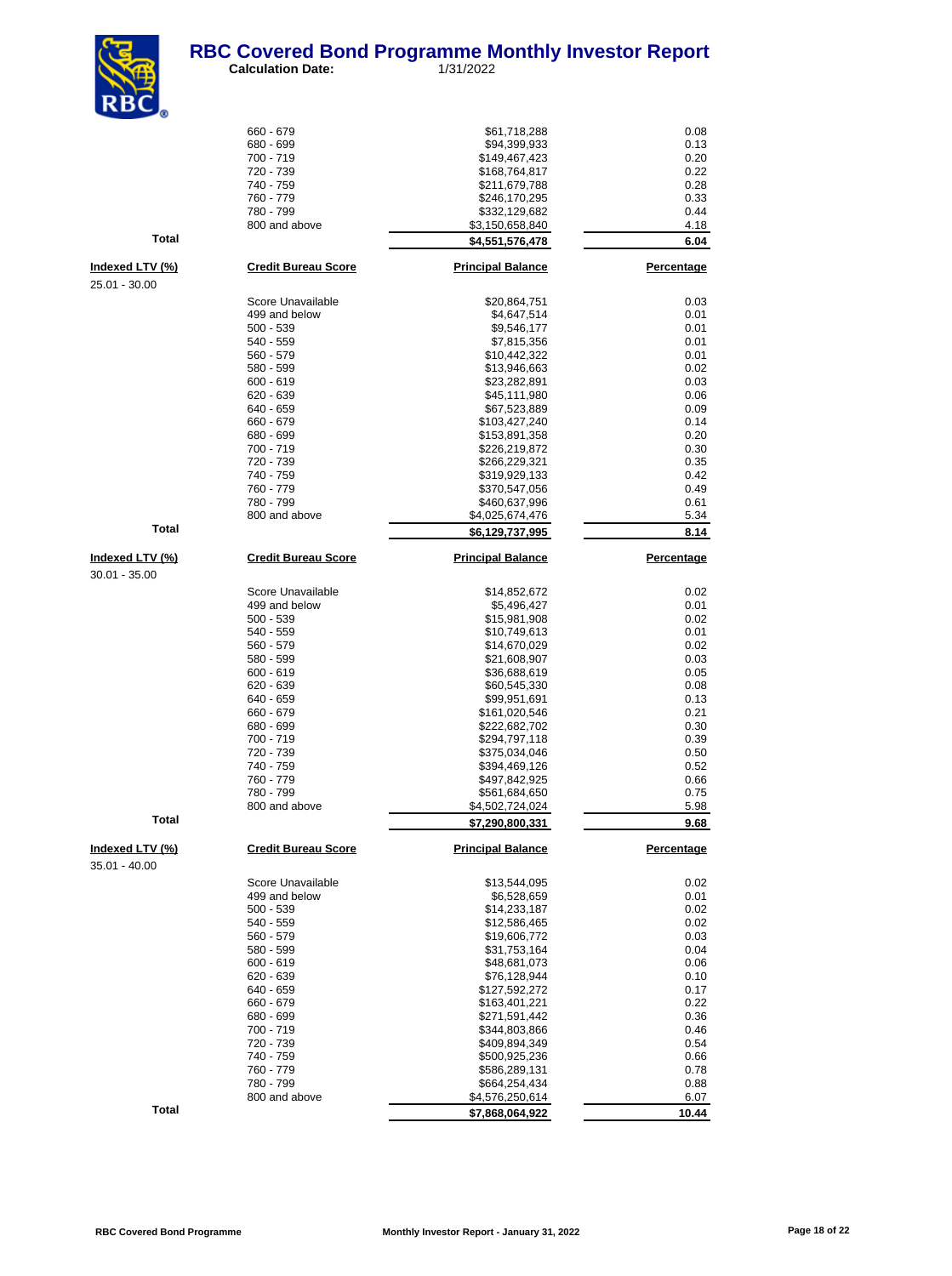# RBC Covered Bond Programme Monthly Investor Report

**Calculation Date:** 1/31/2022

| | | | |
|---|---|---|---|
| | 660 - 679 | $61,718,288 | 0.08 |
| | 680 - 699 | $94,399,933 | 0.13 |
| | 700 - 719 | $149,467,423 | 0.20 |
| | 720 - 739 | $168,764,817 | 0.22 |
| | 740 - 759 | $211,679,788 | 0.28 |
| | 760 - 779 | $246,170,295 | 0.33 |
| | 780 - 799 | $332,129,682 | 0.44 |
| | 800 and above | $3,150,658,840 | 4.18 |
| **Total** | | **$4,551,576,478** | **6.04** |

| Indexed LTV (%) | Credit Bureau Score | Principal Balance | Percentage |
|---|---|---|---|
| 25.01 - 30.00 | | | |
| | Score Unavailable | $20,864,751 | 0.03 |
| | 499 and below | $4,647,514 | 0.01 |
| | 500 - 539 | $9,546,177 | 0.01 |
| | 540 - 559 | $7,815,356 | 0.01 |
| | 560 - 579 | $10,442,322 | 0.01 |
| | 580 - 599 | $13,946,663 | 0.02 |
| | 600 - 619 | $23,282,891 | 0.03 |
| | 620 - 639 | $45,111,980 | 0.06 |
| | 640 - 659 | $67,523,889 | 0.09 |
| | 660 - 679 | $103,427,240 | 0.14 |
| | 680 - 699 | $153,891,358 | 0.20 |
| | 700 - 719 | $226,219,872 | 0.30 |
| | 720 - 739 | $266,229,321 | 0.35 |
| | 740 - 759 | $319,929,133 | 0.42 |
| | 760 - 779 | $370,547,056 | 0.49 |
| | 780 - 799 | $460,637,996 | 0.61 |
| | 800 and above | $4,025,674,476 | 5.34 |
| **Total** | | **$6,129,737,995** | **8.14** |

| Indexed LTV (%) | Credit Bureau Score | Principal Balance | Percentage |
|---|---|---|---|
| 30.01 - 35.00 | | | |
| | Score Unavailable | $14,852,672 | 0.02 |
| | 499 and below | $5,496,427 | 0.01 |
| | 500 - 539 | $15,981,908 | 0.02 |
| | 540 - 559 | $10,749,613 | 0.01 |
| | 560 - 579 | $14,670,029 | 0.02 |
| | 580 - 599 | $21,608,907 | 0.03 |
| | 600 - 619 | $36,688,619 | 0.05 |
| | 620 - 639 | $60,545,330 | 0.08 |
| | 640 - 659 | $99,951,691 | 0.13 |
| | 660 - 679 | $161,020,546 | 0.21 |
| | 680 - 699 | $222,682,702 | 0.30 |
| | 700 - 719 | $294,797,118 | 0.39 |
| | 720 - 739 | $375,034,046 | 0.50 |
| | 740 - 759 | $394,469,126 | 0.52 |
| | 760 - 779 | $497,842,925 | 0.66 |
| | 780 - 799 | $561,684,650 | 0.75 |
| | 800 and above | $4,502,724,024 | 5.98 |
| **Total** | | **$7,290,800,331** | **9.68** |

| Indexed LTV (%) | Credit Bureau Score | Principal Balance | Percentage |
|---|---|---|---|
| 35.01 - 40.00 | | | |
| | Score Unavailable | $13,544,095 | 0.02 |
| | 499 and below | $6,528,659 | 0.01 |
| | 500 - 539 | $14,233,187 | 0.02 |
| | 540 - 559 | $12,586,465 | 0.02 |
| | 560 - 579 | $19,606,772 | 0.03 |
| | 580 - 599 | $31,753,164 | 0.04 |
| | 600 - 619 | $48,681,073 | 0.06 |
| | 620 - 639 | $76,128,944 | 0.10 |
| | 640 - 659 | $127,592,272 | 0.17 |
| | 660 - 679 | $163,401,221 | 0.22 |
| | 680 - 699 | $271,591,442 | 0.36 |
| | 700 - 719 | $344,803,866 | 0.46 |
| | 720 - 739 | $409,894,349 | 0.54 |
| | 740 - 759 | $500,925,236 | 0.66 |
| | 760 - 779 | $586,289,131 | 0.78 |
| | 780 - 799 | $664,254,434 | 0.88 |
| | 800 and above | $4,576,250,614 | 6.07 |
| **Total** | | **$7,868,064,922** | **10.44** |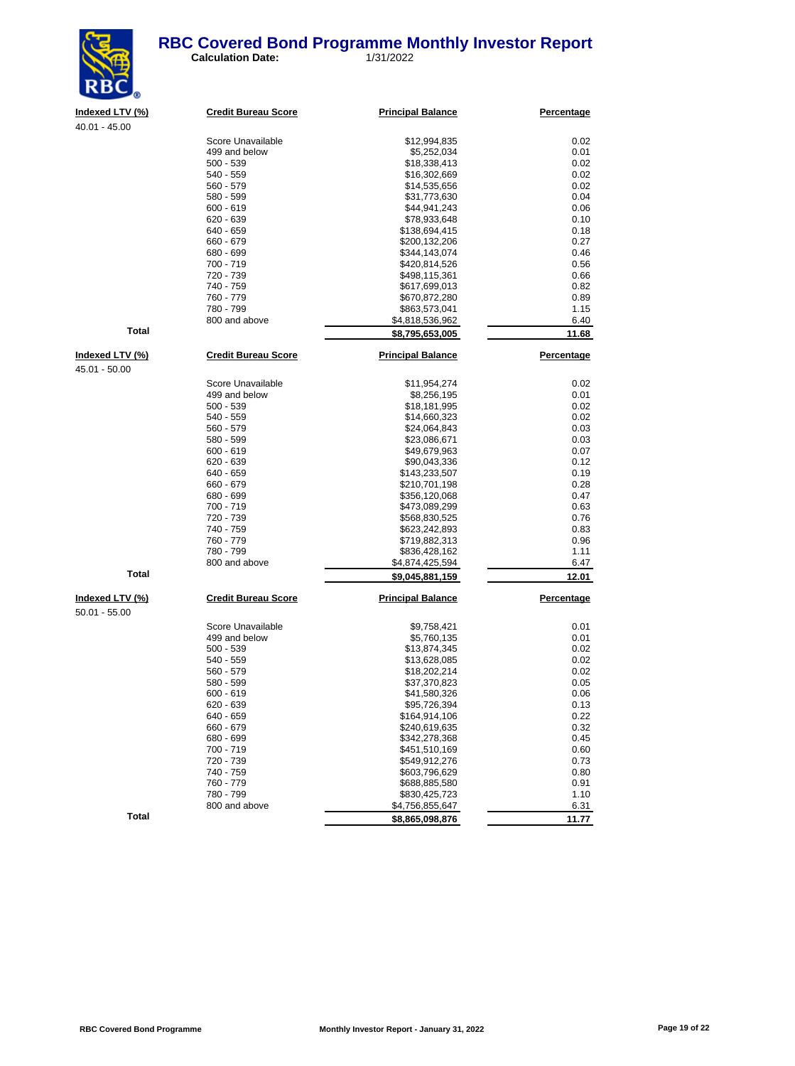# RBC Covered Bond Programme Monthly Investor Report

**Calculation Date:** 1/31/2022

| Indexed LTV (%) | Credit Bureau Score | Principal Balance | Percentage |
|---|---|---|---|
| 40.01 - 45.00 | | | |
| | Score Unavailable | $12,994,835 | 0.02 |
| | 499 and below | $5,252,034 | 0.01 |
| | 500 - 539 | $18,338,413 | 0.02 |
| | 540 - 559 | $16,302,669 | 0.02 |
| | 560 - 579 | $14,535,656 | 0.02 |
| | 580 - 599 | $31,773,630 | 0.04 |
| | 600 - 619 | $44,941,243 | 0.06 |
| | 620 - 639 | $78,933,648 | 0.10 |
| | 640 - 659 | $138,694,415 | 0.18 |
| | 660 - 679 | $200,132,206 | 0.27 |
| | 680 - 699 | $344,143,074 | 0.46 |
| | 700 - 719 | $420,814,526 | 0.56 |
| | 720 - 739 | $498,115,361 | 0.66 |
| | 740 - 759 | $617,699,013 | 0.82 |
| | 760 - 779 | $670,872,280 | 0.89 |
| | 780 - 799 | $863,573,041 | 1.15 |
| | 800 and above | $4,818,536,962 | 6.40 |
| **Total** | | **$8,795,653,005** | **11.68** |

| Indexed LTV (%) | Credit Bureau Score | Principal Balance | Percentage |
|---|---|---|---|
| 45.01 - 50.00 | | | |
| | Score Unavailable | $11,954,274 | 0.02 |
| | 499 and below | $8,256,195 | 0.01 |
| | 500 - 539 | $18,181,995 | 0.02 |
| | 540 - 559 | $14,660,323 | 0.02 |
| | 560 - 579 | $24,064,843 | 0.03 |
| | 580 - 599 | $23,086,671 | 0.03 |
| | 600 - 619 | $49,679,963 | 0.07 |
| | 620 - 639 | $90,043,336 | 0.12 |
| | 640 - 659 | $143,233,507 | 0.19 |
| | 660 - 679 | $210,701,198 | 0.28 |
| | 680 - 699 | $356,120,068 | 0.47 |
| | 700 - 719 | $473,089,299 | 0.63 |
| | 720 - 739 | $568,830,525 | 0.76 |
| | 740 - 759 | $623,242,893 | 0.83 |
| | 760 - 779 | $719,882,313 | 0.96 |
| | 780 - 799 | $836,428,162 | 1.11 |
| | 800 and above | $4,874,425,594 | 6.47 |
| **Total** | | **$9,045,881,159** | **12.01** |

| Indexed LTV (%) | Credit Bureau Score | Principal Balance | Percentage |
|---|---|---|---|
| 50.01 - 55.00 | | | |
| | Score Unavailable | $9,758,421 | 0.01 |
| | 499 and below | $5,760,135 | 0.01 |
| | 500 - 539 | $13,874,345 | 0.02 |
| | 540 - 559 | $13,628,085 | 0.02 |
| | 560 - 579 | $18,202,214 | 0.02 |
| | 580 - 599 | $37,370,823 | 0.05 |
| | 600 - 619 | $41,580,326 | 0.06 |
| | 620 - 639 | $95,726,394 | 0.13 |
| | 640 - 659 | $164,914,106 | 0.22 |
| | 660 - 679 | $240,619,635 | 0.32 |
| | 680 - 699 | $342,278,368 | 0.45 |
| | 700 - 719 | $451,510,169 | 0.60 |
| | 720 - 739 | $549,912,276 | 0.73 |
| | 740 - 759 | $603,796,629 | 0.80 |
| | 760 - 779 | $688,885,580 | 0.91 |
| | 780 - 799 | $830,425,723 | 1.10 |
| | 800 and above | $4,756,855,647 | 6.31 |
| **Total** | | **$8,865,098,876** | **11.77** |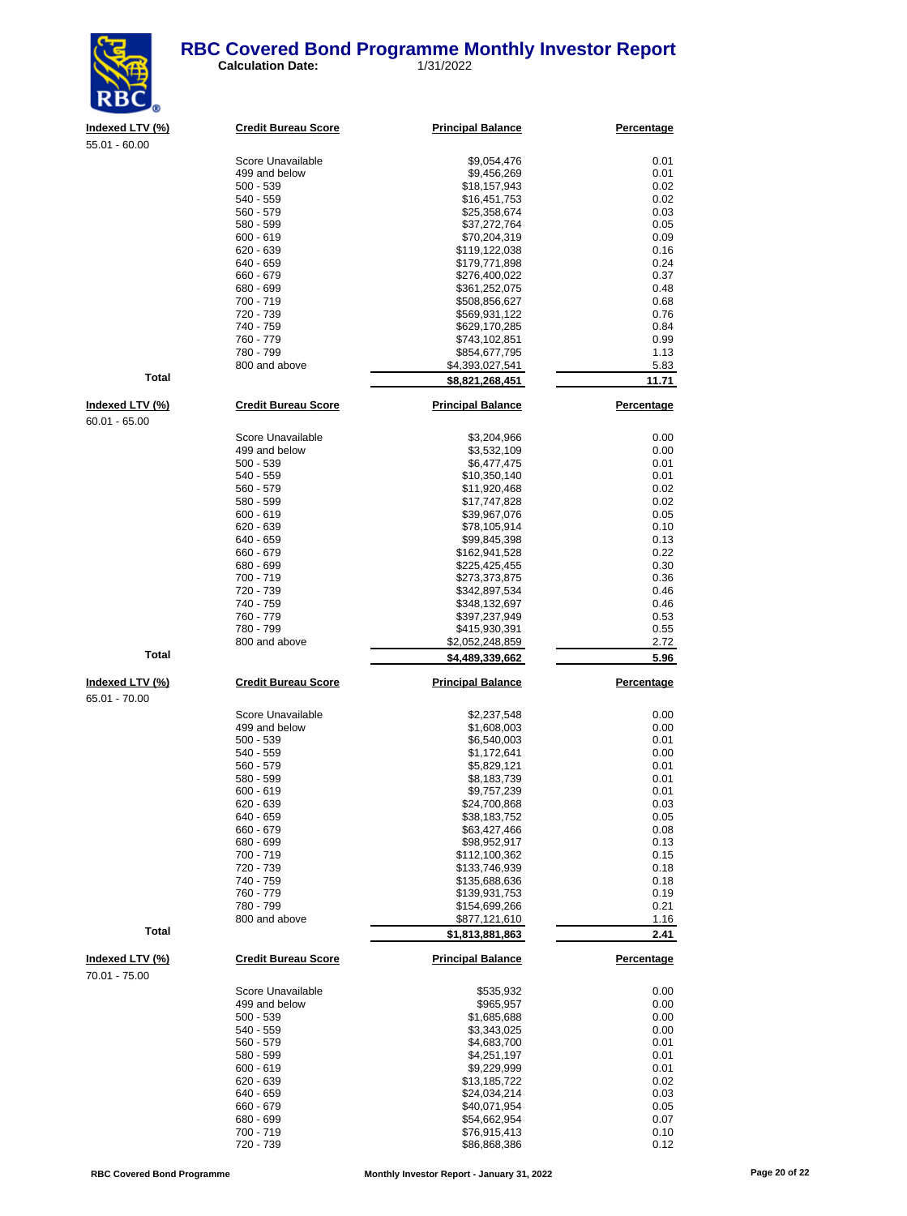# RBC Covered Bond Programme Monthly Investor Report

**Calculation Date:** 1/31/2022

| Indexed LTV (%) | Credit Bureau Score | Principal Balance | Percentage |
|---|---|---|---|
| 55.01 - 60.00 | | | |
| | Score Unavailable | $9,054,476 | 0.01 |
| | 499 and below | $9,456,269 | 0.01 |
| | 500 - 539 | $18,157,943 | 0.02 |
| | 540 - 559 | $16,451,753 | 0.02 |
| | 560 - 579 | $25,358,674 | 0.03 |
| | 580 - 599 | $37,272,764 | 0.05 |
| | 600 - 619 | $70,204,319 | 0.09 |
| | 620 - 639 | $119,122,038 | 0.16 |
| | 640 - 659 | $179,771,898 | 0.24 |
| | 660 - 679 | $276,400,022 | 0.37 |
| | 680 - 699 | $361,252,075 | 0.48 |
| | 700 - 719 | $508,856,627 | 0.68 |
| | 720 - 739 | $569,931,122 | 0.76 |
| | 740 - 759 | $629,170,285 | 0.84 |
| | 760 - 779 | $743,102,851 | 0.99 |
| | 780 - 799 | $854,677,795 | 1.13 |
| | 800 and above | $4,393,027,541 | 5.83 |
| **Total** | | **$8,821,268,451** | **11.71** |

| Indexed LTV (%) | Credit Bureau Score | Principal Balance | Percentage |
|---|---|---|---|
| 60.01 - 65.00 | | | |
| | Score Unavailable | $3,204,966 | 0.00 |
| | 499 and below | $3,532,109 | 0.00 |
| | 500 - 539 | $6,477,475 | 0.01 |
| | 540 - 559 | $10,350,140 | 0.01 |
| | 560 - 579 | $11,920,468 | 0.02 |
| | 580 - 599 | $17,747,828 | 0.02 |
| | 600 - 619 | $39,967,076 | 0.05 |
| | 620 - 639 | $78,105,914 | 0.10 |
| | 640 - 659 | $99,845,398 | 0.13 |
| | 660 - 679 | $162,941,528 | 0.22 |
| | 680 - 699 | $225,425,455 | 0.30 |
| | 700 - 719 | $273,373,875 | 0.36 |
| | 720 - 739 | $342,897,534 | 0.46 |
| | 740 - 759 | $348,132,697 | 0.46 |
| | 760 - 779 | $397,237,949 | 0.53 |
| | 780 - 799 | $415,930,391 | 0.55 |
| | 800 and above | $2,052,248,859 | 2.72 |
| **Total** | | **$4,489,339,662** | **5.96** |

| Indexed LTV (%) | Credit Bureau Score | Principal Balance | Percentage |
|---|---|---|---|
| 65.01 - 70.00 | | | |
| | Score Unavailable | $2,237,548 | 0.00 |
| | 499 and below | $1,608,003 | 0.00 |
| | 500 - 539 | $6,540,003 | 0.01 |
| | 540 - 559 | $1,172,641 | 0.00 |
| | 560 - 579 | $5,829,121 | 0.01 |
| | 580 - 599 | $8,183,739 | 0.01 |
| | 600 - 619 | $9,757,239 | 0.01 |
| | 620 - 639 | $24,700,868 | 0.03 |
| | 640 - 659 | $38,183,752 | 0.05 |
| | 660 - 679 | $63,427,466 | 0.08 |
| | 680 - 699 | $98,952,917 | 0.13 |
| | 700 - 719 | $112,100,362 | 0.15 |
| | 720 - 739 | $133,746,939 | 0.18 |
| | 740 - 759 | $135,688,636 | 0.18 |
| | 760 - 779 | $139,931,753 | 0.19 |
| | 780 - 799 | $154,699,266 | 0.21 |
| | 800 and above | $877,121,610 | 1.16 |
| **Total** | | **$1,813,881,863** | **2.41** |

| Indexed LTV (%) | Credit Bureau Score | Principal Balance | Percentage |
|---|---|---|---|
| 70.01 - 75.00 | | | |
| | Score Unavailable | $535,932 | 0.00 |
| | 499 and below | $965,957 | 0.00 |
| | 500 - 539 | $1,685,688 | 0.00 |
| | 540 - 559 | $3,343,025 | 0.00 |
| | 560 - 579 | $4,683,700 | 0.01 |
| | 580 - 599 | $4,251,197 | 0.01 |
| | 600 - 619 | $9,229,999 | 0.01 |
| | 620 - 639 | $13,185,722 | 0.02 |
| | 640 - 659 | $24,034,214 | 0.03 |
| | 660 - 679 | $40,071,954 | 0.05 |
| | 680 - 699 | $54,662,954 | 0.07 |
| | 700 - 719 | $76,915,413 | 0.10 |
| | 720 - 739 | $86,868,386 | 0.12 |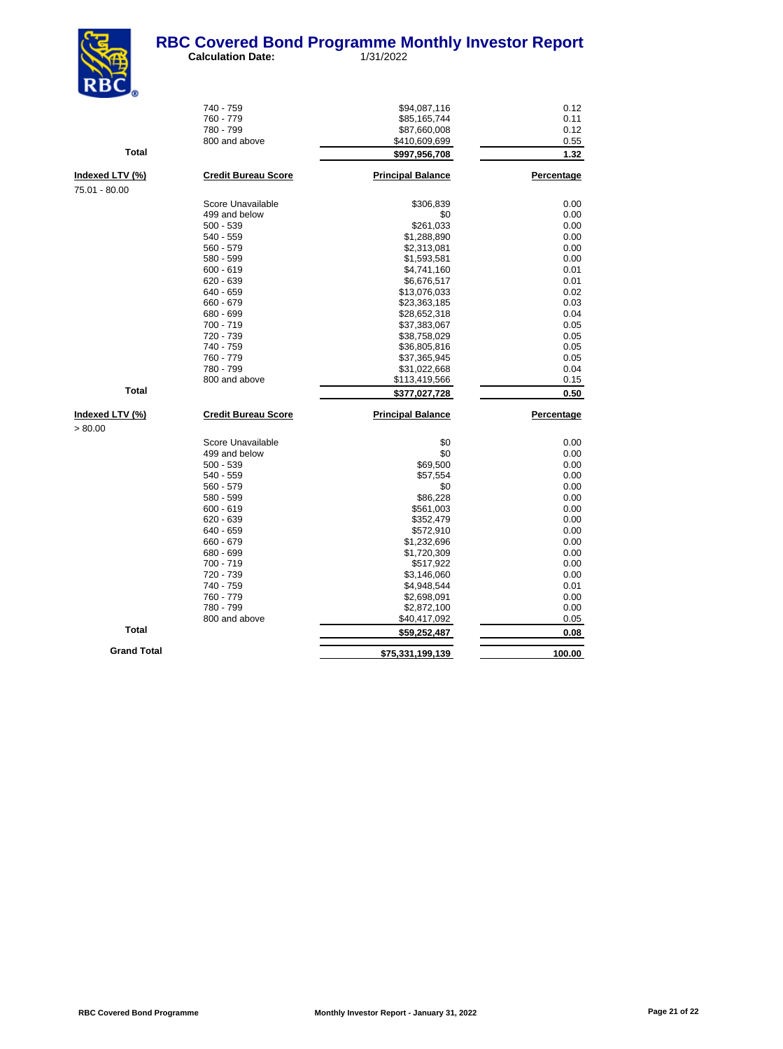# RBC Covered Bond Programme Monthly Investor Report

**Calculation Date:** 1/31/2022

| | | | |
|---|---|---|---|
| | 740 - 759 | $94,087,116 | 0.12 |
| | 760 - 779 | $85,165,744 | 0.11 |
| | 780 - 799 | $87,660,008 | 0.12 |
| | 800 and above | $410,609,699 | 0.55 |
| **Total** | | **$997,956,708** | **1.32** |

| Indexed LTV (%) | Credit Bureau Score | Principal Balance | Percentage |
|---|---|---|---|
| 75.01 - 80.00 | | | |
| | Score Unavailable | $306,839 | 0.00 |
| | 499 and below | $0 | 0.00 |
| | 500 - 539 | $261,033 | 0.00 |
| | 540 - 559 | $1,288,890 | 0.00 |
| | 560 - 579 | $2,313,081 | 0.00 |
| | 580 - 599 | $1,593,581 | 0.00 |
| | 600 - 619 | $4,741,160 | 0.01 |
| | 620 - 639 | $6,676,517 | 0.01 |
| | 640 - 659 | $13,076,033 | 0.02 |
| | 660 - 679 | $23,363,185 | 0.03 |
| | 680 - 699 | $28,652,318 | 0.04 |
| | 700 - 719 | $37,383,067 | 0.05 |
| | 720 - 739 | $38,758,029 | 0.05 |
| | 740 - 759 | $36,805,816 | 0.05 |
| | 760 - 779 | $37,365,945 | 0.05 |
| | 780 - 799 | $31,022,668 | 0.04 |
| | 800 and above | $113,419,566 | 0.15 |
| **Total** | | **$377,027,728** | **0.50** |

| Indexed LTV (%) | Credit Bureau Score | Principal Balance | Percentage |
|---|---|---|---|
| > 80.00 | | | |
| | Score Unavailable | $0 | 0.00 |
| | 499 and below | $0 | 0.00 |
| | 500 - 539 | $69,500 | 0.00 |
| | 540 - 559 | $57,554 | 0.00 |
| | 560 - 579 | $0 | 0.00 |
| | 580 - 599 | $86,228 | 0.00 |
| | 600 - 619 | $561,003 | 0.00 |
| | 620 - 639 | $352,479 | 0.00 |
| | 640 - 659 | $572,910 | 0.00 |
| | 660 - 679 | $1,232,696 | 0.00 |
| | 680 - 699 | $1,720,309 | 0.00 |
| | 700 - 719 | $517,922 | 0.00 |
| | 720 - 739 | $3,146,060 | 0.00 |
| | 740 - 759 | $4,948,544 | 0.01 |
| | 760 - 779 | $2,698,091 | 0.00 |
| | 780 - 799 | $2,872,100 | 0.00 |
| | 800 and above | $40,417,092 | 0.05 |
| **Total** | | **$59,252,487** | **0.08** |
| **Grand Total** | | **$75,331,199,139** | **100.00** |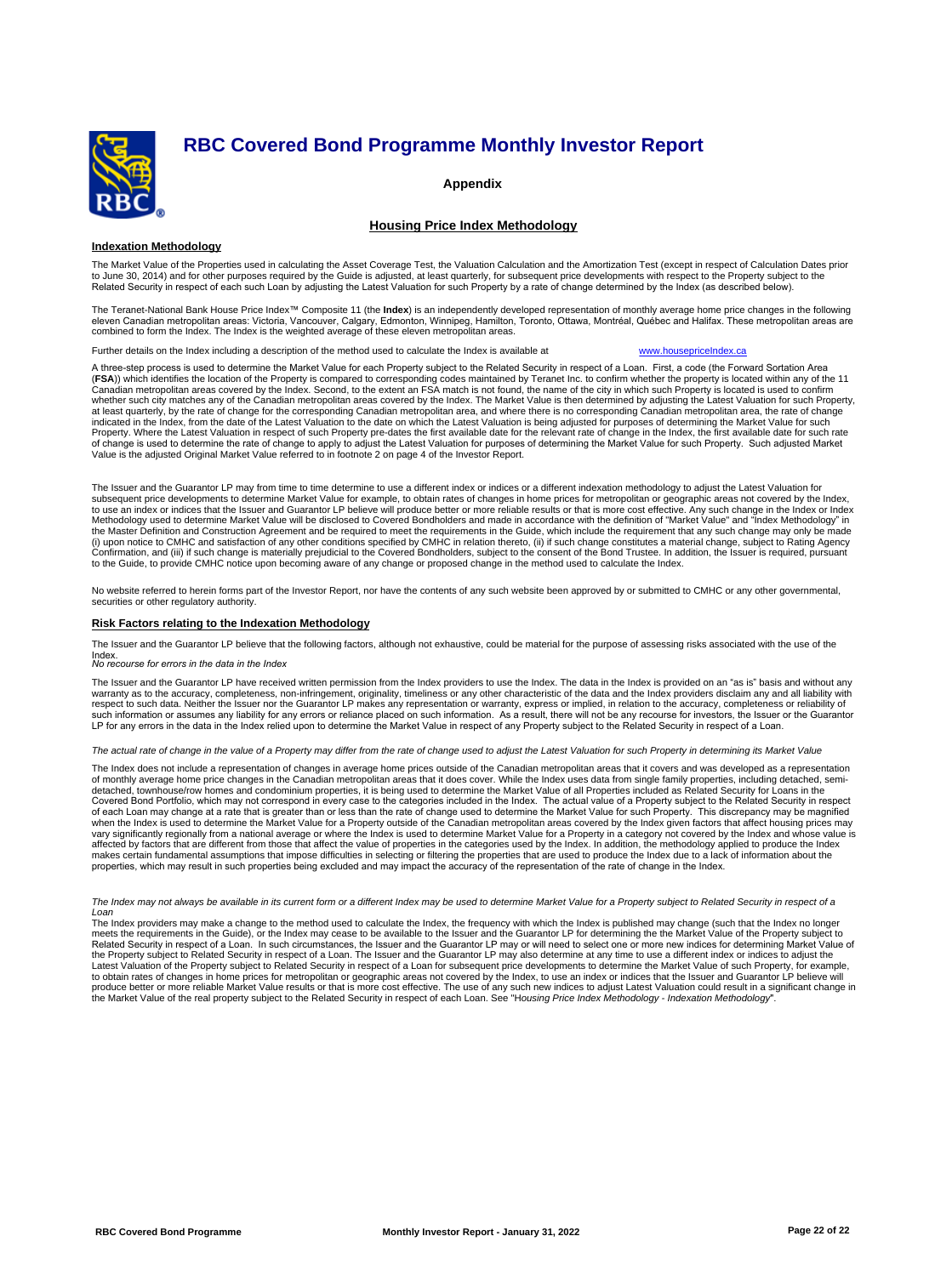# RBC Covered Bond Programme Monthly Investor Report

**Appendix**

## Housing Price Index Methodology

### Indexation Methodology

The Market Value of the Properties used in calculating the Asset Coverage Test, the Valuation Calculation and the Amortization Test (except in respect of Calculation Dates prior to June 30, 2014) and for other purposes required by the Guide is adjusted, at least quarterly, for subsequent price developments with respect to the Property subject to the Related Security in respect of each such Loan by adjusting the Latest Valuation for such Property by a rate of change determined by the Index (as described below).

The Teranet-National Bank House Price Index™ Composite 11 (the **Index**) is an independently developed representation of monthly average home price changes in the following eleven Canadian metropolitan areas: Victoria, Vancouver, Calgary, Edmonton, Winnipeg, Hamilton, Toronto, Ottawa, Montréal, Québec and Halifax. These metropolitan areas are combined to form the Index. The Index is the weighted average of these eleven metropolitan areas.

Further details on the Index including a description of the method used to calculate the Index is available at www.housepriceIndex.ca

A three-step process is used to determine the Market Value for each Property subject to the Related Security in respect of a Loan. First, a code (the Forward Sortation Area (**FSA**)) which identifies the location of the Property is compared to corresponding codes maintained by Teranet Inc. to confirm whether the property is located within any of the 11 Canadian metropolitan areas covered by the Index. Second, to the extent an FSA match is not found, the name of the city in which such Property is located is used to confirm whether such city matches any of the Canadian metropolitan areas covered by the Index. The Market Value is then determined by adjusting the Latest Valuation for such Property, at least quarterly, by the rate of change for the corresponding Canadian metropolitan area, and where there is no corresponding Canadian metropolitan area, the rate of change indicated in the Index, from the date of the Latest Valuation to the date on which the Latest Valuation is being adjusted for purposes of determining the Market Value for such Property. Where the Latest Valuation in respect of such Property pre-dates the first available date for the relevant rate of change in the Index, the first available date for such rate of change is used to determine the rate of change to apply to adjust the Latest Valuation for purposes of determining the Market Value for such Property. Such adjusted Market Value is the adjusted Original Market Value referred to in footnote 2 on page 4 of the Investor Report.

The Issuer and the Guarantor LP may from time to time determine to use a different index or indices or a different indexation methodology to adjust the Latest Valuation for subsequent price developments to determine Market Value for example, to obtain rates of changes in home prices for metropolitan or geographic areas not covered by the Index, to use an index or indices that the Issuer and Guarantor LP believe will produce better or more reliable results or that is more cost effective. Any such change in the Index or Index Methodology used to determine Market Value will be disclosed to Covered Bondholders and made in accordance with the definition of "Market Value" and "Index Methodology" in the Master Definition and Construction Agreement and be required to meet the requirements in the Guide, which include the requirement that any such change may only be made (i) upon notice to CMHC and satisfaction of any other conditions specified by CMHC in relation thereto, (ii) if such change constitutes a material change, subject to Rating Agency Confirmation, and (iii) if such change is materially prejudicial to the Covered Bondholders, subject to the consent of the Bond Trustee. In addition, the Issuer is required, pursuant to the Guide, to provide CMHC notice upon becoming aware of any change or proposed change in the method used to calculate the Index.

No website referred to herein forms part of the Investor Report, nor have the contents of any such website been approved by or submitted to CMHC or any other governmental, securities or other regulatory authority.

### Risk Factors relating to the Indexation Methodology

The Issuer and the Guarantor LP believe that the following factors, although not exhaustive, could be material for the purpose of assessing risks associated with the use of the Index.

*No recourse for errors in the data in the Index*

The Issuer and the Guarantor LP have received written permission from the Index providers to use the Index. The data in the Index is provided on an "as is" basis and without any warranty as to the accuracy, completeness, non-infringement, originality, timeliness or any other characteristic of the data and the Index providers disclaim any and all liability with respect to such data. Neither the Issuer nor the Guarantor LP makes any representation or warranty, express or implied, in relation to the accuracy, completeness or reliability of such information or assumes any liability for any errors or reliance placed on such information. As a result, there will not be any recourse for investors, the Issuer or the Guarantor LP for any errors in the data in the Index relied upon to determine the Market Value in respect of any Property subject to the Related Security in respect of a Loan.

*The actual rate of change in the value of a Property may differ from the rate of change used to adjust the Latest Valuation for such Property in determining its Market Value*

The Index does not include a representation of changes in average home prices outside of the Canadian metropolitan areas that it covers and was developed as a representation of monthly average home price changes in the Canadian metropolitan areas that it does cover. While the Index uses data from single family properties, including detached, semi-detached, townhouse/row homes and condominium properties, it is being used to determine the Market Value of all Properties included as Related Security for Loans in the Covered Bond Portfolio, which may not correspond in every case to the categories included in the Index. The actual value of a Property subject to the Related Security in respect of each Loan may change at a rate that is greater than or less than the rate of change used to determine the Market Value for such Property. This discrepancy may be magnified when the Index is used to determine the Market Value for a Property outside of the Canadian metropolitan areas covered by the Index given factors that affect housing prices may vary significantly regionally from a national average or where the Index is used to determine Market Value for a Property in a category not covered by the Index and whose value is affected by factors that are different from those that affect the value of properties in the categories used by the Index. In addition, the methodology applied to produce the Index makes certain fundamental assumptions that impose difficulties in selecting or filtering the properties that are used to produce the Index due to a lack of information about the properties, which may result in such properties being excluded and may impact the accuracy of the representation of the rate of change in the Index.

*The Index may not always be available in its current form or a different Index may be used to determine Market Value for a Property subject to Related Security in respect of a Loan*

The Index providers may make a change to the method used to calculate the Index, the frequency with which the Index is published may change (such that the Index no longer meets the requirements in the Guide), or the Index may cease to be available to the Issuer and the Guarantor LP for determining the the Market Value of the Property subject to Related Security in respect of a Loan. In such circumstances, the Issuer and the Guarantor LP may or will need to select one or more new indices for determining Market Value of the Property subject to Related Security in respect of a Loan. The Issuer and the Guarantor LP may also determine at any time to use a different index or indices to adjust the Latest Valuation of the Property subject to Related Security in respect of a Loan for subsequent price developments to determine the Market Value of such Property, for example, to obtain rates of changes in home prices for metropolitan or geographic areas not covered by the Index, to use an index or indices that the Issuer and Guarantor LP believe will produce better or more reliable Market Value results or that is more cost effective. The use of any such new indices to adjust Latest Valuation could result in a significant change in the Market Value of the real property subject to the Related Security in respect of each Loan. See "*Housing Price Index Methodology - Indexation Methodology*".